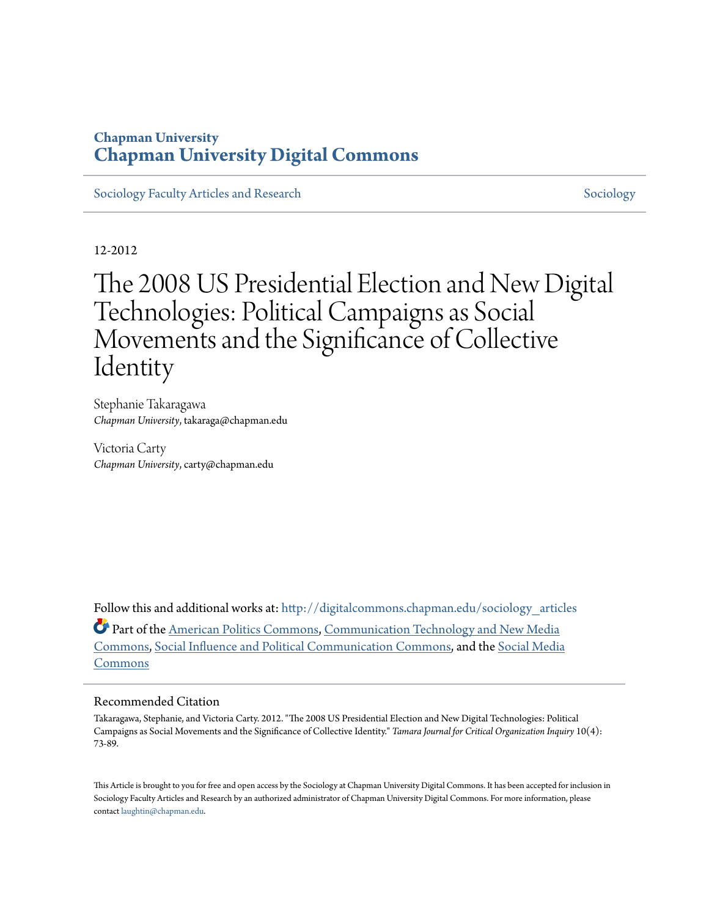Chapman University

# Chapman University Digital Commons

Sociology Faculty Articles and Research | Sociology

12-2012

# The 2008 US Presidential Election and New Digital Technologies: Political Campaigns as Social Movements and the Significance of Collective Identity

Stephanie Takaragawa
*Chapman University*, takaraga@chapman.edu

Victoria Carty
*Chapman University*, carty@chapman.edu

Follow this and additional works at: http://digitalcommons.chapman.edu/sociology_articles

Part of the American Politics Commons, Communication Technology and New Media Commons, Social Influence and Political Communication Commons, and the Social Media Commons

## Recommended Citation

Takaragawa, Stephanie, and Victoria Carty. 2012. "The 2008 US Presidential Election and New Digital Technologies: Political Campaigns as Social Movements and the Significance of Collective Identity." *Tamara Journal for Critical Organization Inquiry* 10(4): 73-89.

This Article is brought to you for free and open access by the Sociology at Chapman University Digital Commons. It has been accepted for inclusion in Sociology Faculty Articles and Research by an authorized administrator of Chapman University Digital Commons. For more information, please contact laughtin@chapman.edu.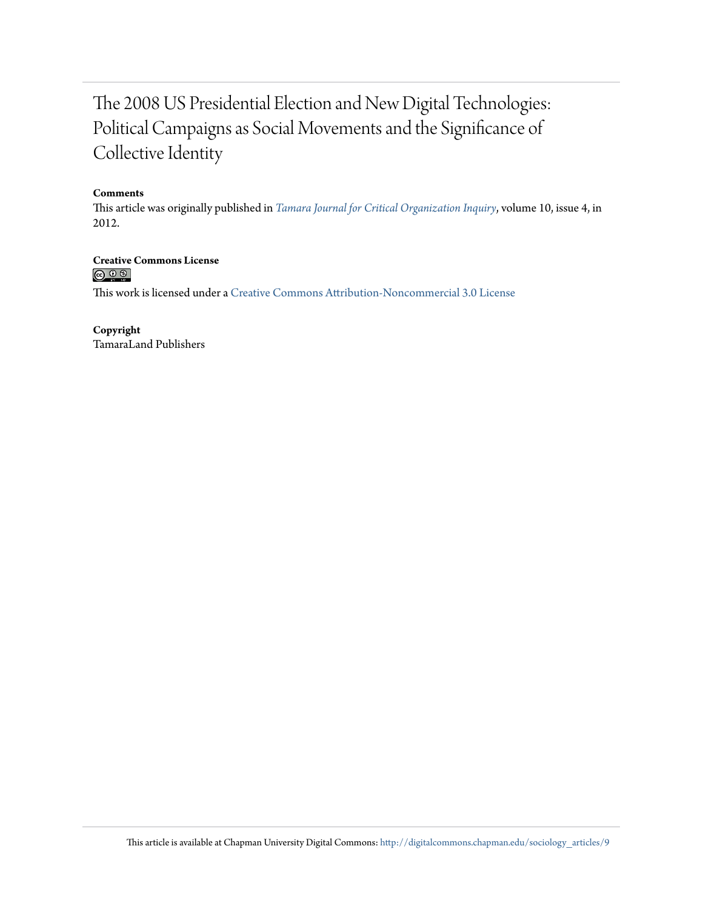# The 2008 US Presidential Election and New Digital Technologies: Political Campaigns as Social Movements and the Significance of Collective Identity

**Comments**

This article was originally published in *Tamara Journal for Critical Organization Inquiry*, volume 10, issue 4, in 2012.

**Creative Commons License**

This work is licensed under a Creative Commons Attribution-Noncommercial 3.0 License

**Copyright**

TamaraLand Publishers

This article is available at Chapman University Digital Commons: http://digitalcommons.chapman.edu/sociology_articles/9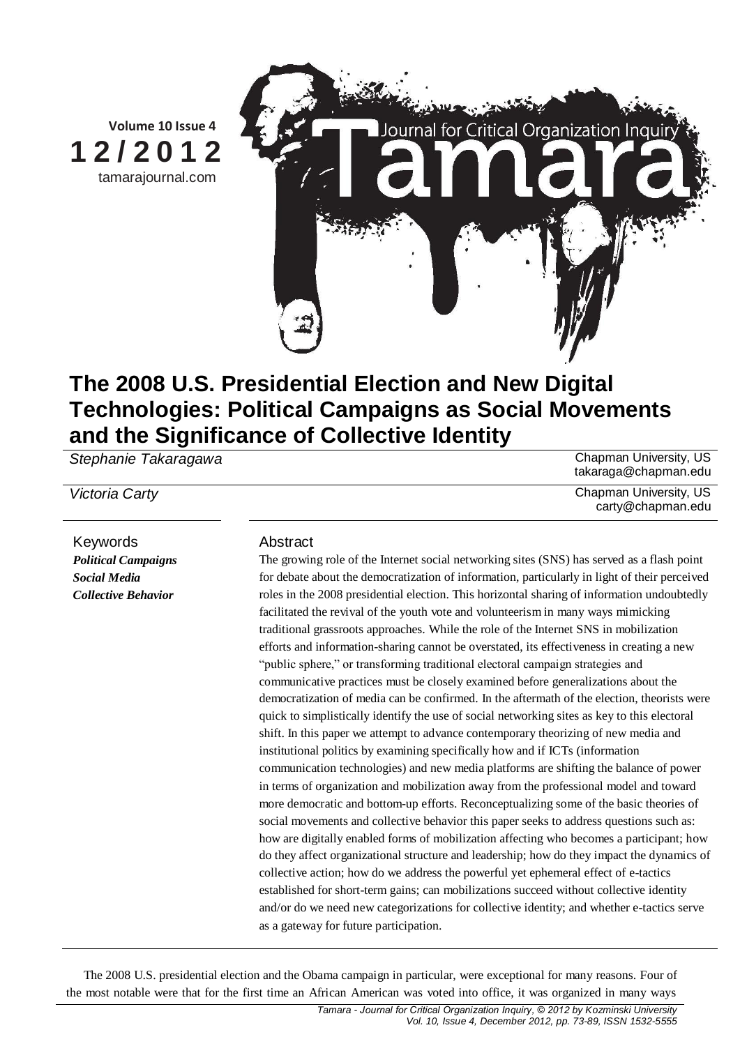# The 2008 U.S. Presidential Election and New Digital Technologies: Political Campaigns as Social Movements and the Significance of Collective Identity

*Stephanie Takaragawa* — Chapman University, US — takaraga@chapman.edu

*Victoria Carty* — Chapman University, US — carty@chapman.edu

**Keywords**

***Political Campaigns***
***Social Media***
***Collective Behavior***

**Abstract**

The growing role of the Internet social networking sites (SNS) has served as a flash point for debate about the democratization of information, particularly in light of their perceived roles in the 2008 presidential election. This horizontal sharing of information undoubtedly facilitated the revival of the youth vote and volunteerism in many ways mimicking traditional grassroots approaches. While the role of the Internet SNS in mobilization efforts and information-sharing cannot be overstated, its effectiveness in creating a new "public sphere," or transforming traditional electoral campaign strategies and communicative practices must be closely examined before generalizations about the democratization of media can be confirmed. In the aftermath of the election, theorists were quick to simplistically identify the use of social networking sites as key to this electoral shift. In this paper we attempt to advance contemporary theorizing of new media and institutional politics by examining specifically how and if ICTs (information communication technologies) and new media platforms are shifting the balance of power in terms of organization and mobilization away from the professional model and toward more democratic and bottom-up efforts. Reconceptualizing some of the basic theories of social movements and collective behavior this paper seeks to address questions such as: how are digitally enabled forms of mobilization affecting who becomes a participant; how do they affect organizational structure and leadership; how do they impact the dynamics of collective action; how do we address the powerful yet ephemeral effect of e-tactics established for short-term gains; can mobilizations succeed without collective identity and/or do we need new categorizations for collective identity; and whether e-tactics serve as a gateway for future participation.

The 2008 U.S. presidential election and the Obama campaign in particular, were exceptional for many reasons. Four of the most notable were that for the first time an African American was voted into office, it was organized in many ways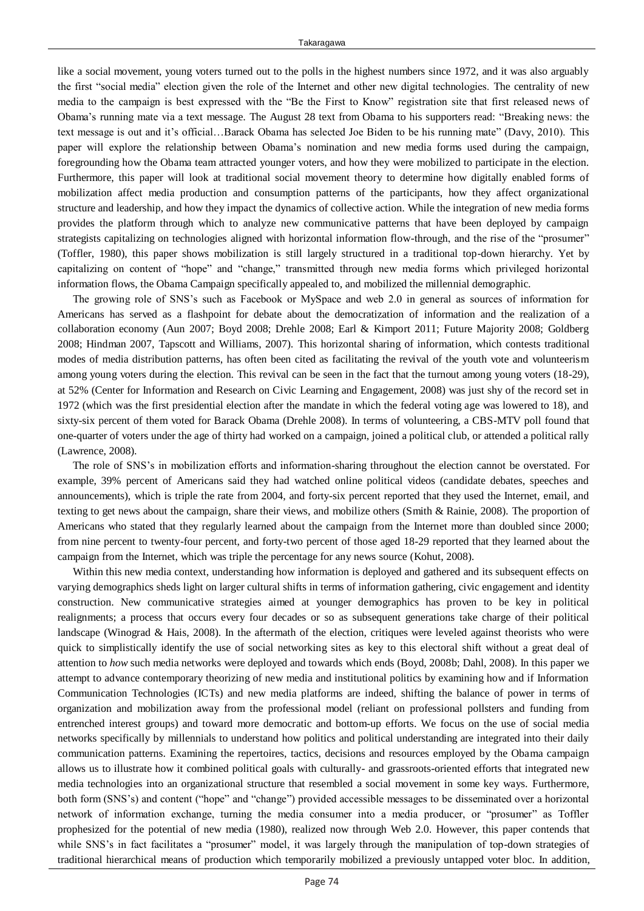like a social movement, young voters turned out to the polls in the highest numbers since 1972, and it was also arguably the first "social media" election given the role of the Internet and other new digital technologies. The centrality of new media to the campaign is best expressed with the "Be the First to Know" registration site that first released news of Obama's running mate via a text message. The August 28 text from Obama to his supporters read: "Breaking news: the text message is out and it's official…Barack Obama has selected Joe Biden to be his running mate" (Davy, 2010). This paper will explore the relationship between Obama's nomination and new media forms used during the campaign, foregrounding how the Obama team attracted younger voters, and how they were mobilized to participate in the election. Furthermore, this paper will look at traditional social movement theory to determine how digitally enabled forms of mobilization affect media production and consumption patterns of the participants, how they affect organizational structure and leadership, and how they impact the dynamics of collective action. While the integration of new media forms provides the platform through which to analyze new communicative patterns that have been deployed by campaign strategists capitalizing on technologies aligned with horizontal information flow-through, and the rise of the "prosumer" (Toffler, 1980), this paper shows mobilization is still largely structured in a traditional top-down hierarchy. Yet by capitalizing on content of "hope" and "change," transmitted through new media forms which privileged horizontal information flows, the Obama Campaign specifically appealed to, and mobilized the millennial demographic.

The growing role of SNS's such as Facebook or MySpace and web 2.0 in general as sources of information for Americans has served as a flashpoint for debate about the democratization of information and the realization of a collaboration economy (Aun 2007; Boyd 2008; Drehle 2008; Earl & Kimport 2011; Future Majority 2008; Goldberg 2008; Hindman 2007, Tapscott and Williams, 2007). This horizontal sharing of information, which contests traditional modes of media distribution patterns, has often been cited as facilitating the revival of the youth vote and volunteerism among young voters during the election. This revival can be seen in the fact that the turnout among young voters (18-29), at 52% (Center for Information and Research on Civic Learning and Engagement, 2008) was just shy of the record set in 1972 (which was the first presidential election after the mandate in which the federal voting age was lowered to 18), and sixty-six percent of them voted for Barack Obama (Drehle 2008). In terms of volunteering, a CBS-MTV poll found that one-quarter of voters under the age of thirty had worked on a campaign, joined a political club, or attended a political rally (Lawrence, 2008).

The role of SNS's in mobilization efforts and information-sharing throughout the election cannot be overstated. For example, 39% percent of Americans said they had watched online political videos (candidate debates, speeches and announcements), which is triple the rate from 2004, and forty-six percent reported that they used the Internet, email, and texting to get news about the campaign, share their views, and mobilize others (Smith & Rainie, 2008). The proportion of Americans who stated that they regularly learned about the campaign from the Internet more than doubled since 2000; from nine percent to twenty-four percent, and forty-two percent of those aged 18-29 reported that they learned about the campaign from the Internet, which was triple the percentage for any news source (Kohut, 2008).

Within this new media context, understanding how information is deployed and gathered and its subsequent effects on varying demographics sheds light on larger cultural shifts in terms of information gathering, civic engagement and identity construction. New communicative strategies aimed at younger demographics has proven to be key in political realignments; a process that occurs every four decades or so as subsequent generations take charge of their political landscape (Winograd & Hais, 2008). In the aftermath of the election, critiques were leveled against theorists who were quick to simplistically identify the use of social networking sites as key to this electoral shift without a great deal of attention to *how* such media networks were deployed and towards which ends (Boyd, 2008b; Dahl, 2008). In this paper we attempt to advance contemporary theorizing of new media and institutional politics by examining how and if Information Communication Technologies (ICTs) and new media platforms are indeed, shifting the balance of power in terms of organization and mobilization away from the professional model (reliant on professional pollsters and funding from entrenched interest groups) and toward more democratic and bottom-up efforts. We focus on the use of social media networks specifically by millennials to understand how politics and political understanding are integrated into their daily communication patterns. Examining the repertoires, tactics, decisions and resources employed by the Obama campaign allows us to illustrate how it combined political goals with culturally- and grassroots-oriented efforts that integrated new media technologies into an organizational structure that resembled a social movement in some key ways. Furthermore, both form (SNS's) and content ("hope" and "change") provided accessible messages to be disseminated over a horizontal network of information exchange, turning the media consumer into a media producer, or "prosumer" as Toffler prophesized for the potential of new media (1980), realized now through Web 2.0. However, this paper contends that while SNS's in fact facilitates a "prosumer" model, it was largely through the manipulation of top-down strategies of traditional hierarchical means of production which temporarily mobilized a previously untapped voter bloc. In addition,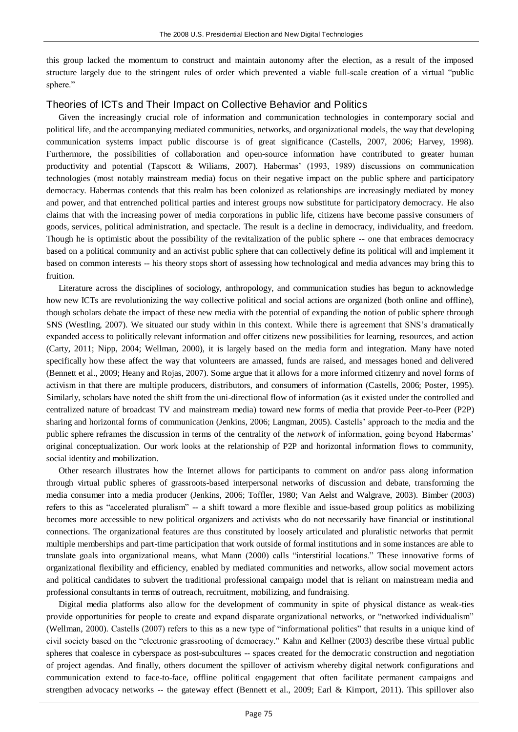this group lacked the momentum to construct and maintain autonomy after the election, as a result of the imposed structure largely due to the stringent rules of order which prevented a viable full-scale creation of a virtual "public sphere."

## Theories of ICTs and Their Impact on Collective Behavior and Politics

Given the increasingly crucial role of information and communication technologies in contemporary social and political life, and the accompanying mediated communities, networks, and organizational models, the way that developing communication systems impact public discourse is of great significance (Castells, 2007, 2006; Harvey, 1998). Furthermore, the possibilities of collaboration and open-source information have contributed to greater human productivity and potential (Tapscott & Wiliams, 2007). Habermas' (1993, 1989) discussions on communication technologies (most notably mainstream media) focus on their negative impact on the public sphere and participatory democracy. Habermas contends that this realm has been colonized as relationships are increasingly mediated by money and power, and that entrenched political parties and interest groups now substitute for participatory democracy. He also claims that with the increasing power of media corporations in public life, citizens have become passive consumers of goods, services, political administration, and spectacle. The result is a decline in democracy, individuality, and freedom. Though he is optimistic about the possibility of the revitalization of the public sphere -- one that embraces democracy based on a political community and an activist public sphere that can collectively define its political will and implement it based on common interests -- his theory stops short of assessing how technological and media advances may bring this to fruition.

Literature across the disciplines of sociology, anthropology, and communication studies has begun to acknowledge how new ICTs are revolutionizing the way collective political and social actions are organized (both online and offline), though scholars debate the impact of these new media with the potential of expanding the notion of public sphere through SNS (Westling, 2007). We situated our study within in this context. While there is agreement that SNS's dramatically expanded access to politically relevant information and offer citizens new possibilities for learning, resources, and action (Carty, 2011; Nipp, 2004; Wellman, 2000), it is largely based on the media form and integration. Many have noted specifically how these affect the way that volunteers are amassed, funds are raised, and messages honed and delivered (Bennett et al., 2009; Heany and Rojas, 2007). Some argue that it allows for a more informed citizenry and novel forms of activism in that there are multiple producers, distributors, and consumers of information (Castells, 2006; Poster, 1995). Similarly, scholars have noted the shift from the uni-directional flow of information (as it existed under the controlled and centralized nature of broadcast TV and mainstream media) toward new forms of media that provide Peer-to-Peer (P2P) sharing and horizontal forms of communication (Jenkins, 2006; Langman, 2005). Castells' approach to the media and the public sphere reframes the discussion in terms of the centrality of the *network* of information, going beyond Habermas' original conceptualization. Our work looks at the relationship of P2P and horizontal information flows to community, social identity and mobilization.

Other research illustrates how the Internet allows for participants to comment on and/or pass along information through virtual public spheres of grassroots-based interpersonal networks of discussion and debate, transforming the media consumer into a media producer (Jenkins, 2006; Toffler, 1980; Van Aelst and Walgrave, 2003). Bimber (2003) refers to this as "accelerated pluralism" -- a shift toward a more flexible and issue-based group politics as mobilizing becomes more accessible to new political organizers and activists who do not necessarily have financial or institutional connections. The organizational features are thus constituted by loosely articulated and pluralistic networks that permit multiple memberships and part-time participation that work outside of formal institutions and in some instances are able to translate goals into organizational means, what Mann (2000) calls "interstitial locations." These innovative forms of organizational flexibility and efficiency, enabled by mediated communities and networks, allow social movement actors and political candidates to subvert the traditional professional campaign model that is reliant on mainstream media and professional consultants in terms of outreach, recruitment, mobilizing, and fundraising.

Digital media platforms also allow for the development of community in spite of physical distance as weak-ties provide opportunities for people to create and expand disparate organizational networks, or "networked individualism" (Wellman, 2000). Castells (2007) refers to this as a new type of "informational politics" that results in a unique kind of civil society based on the "electronic grassrooting of democracy." Kahn and Kellner (2003) describe these virtual public spheres that coalesce in cyberspace as post-subcultures -- spaces created for the democratic construction and negotiation of project agendas. And finally, others document the spillover of activism whereby digital network configurations and communication extend to face-to-face, offline political engagement that often facilitate permanent campaigns and strengthen advocacy networks -- the gateway effect (Bennett et al., 2009; Earl & Kimport, 2011). This spillover also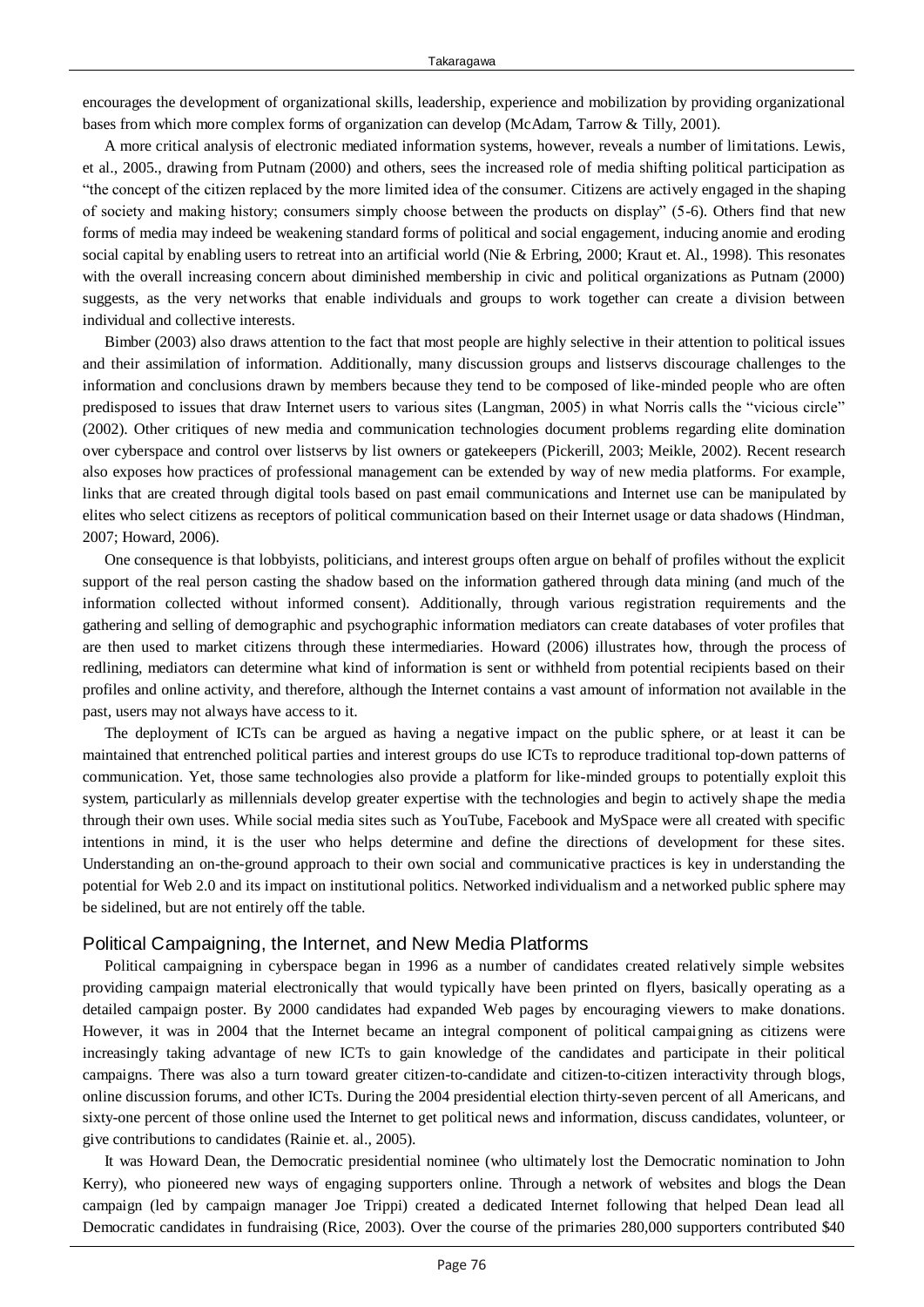encourages the development of organizational skills, leadership, experience and mobilization by providing organizational bases from which more complex forms of organization can develop (McAdam, Tarrow & Tilly, 2001).

A more critical analysis of electronic mediated information systems, however, reveals a number of limitations. Lewis, et al., 2005., drawing from Putnam (2000) and others, sees the increased role of media shifting political participation as "the concept of the citizen replaced by the more limited idea of the consumer. Citizens are actively engaged in the shaping of society and making history; consumers simply choose between the products on display" (5-6). Others find that new forms of media may indeed be weakening standard forms of political and social engagement, inducing anomie and eroding social capital by enabling users to retreat into an artificial world (Nie & Erbring, 2000; Kraut et. Al., 1998). This resonates with the overall increasing concern about diminished membership in civic and political organizations as Putnam (2000) suggests, as the very networks that enable individuals and groups to work together can create a division between individual and collective interests.

Bimber (2003) also draws attention to the fact that most people are highly selective in their attention to political issues and their assimilation of information. Additionally, many discussion groups and listservs discourage challenges to the information and conclusions drawn by members because they tend to be composed of like-minded people who are often predisposed to issues that draw Internet users to various sites (Langman, 2005) in what Norris calls the "vicious circle" (2002). Other critiques of new media and communication technologies document problems regarding elite domination over cyberspace and control over listservs by list owners or gatekeepers (Pickerill, 2003; Meikle, 2002). Recent research also exposes how practices of professional management can be extended by way of new media platforms. For example, links that are created through digital tools based on past email communications and Internet use can be manipulated by elites who select citizens as receptors of political communication based on their Internet usage or data shadows (Hindman, 2007; Howard, 2006).

One consequence is that lobbyists, politicians, and interest groups often argue on behalf of profiles without the explicit support of the real person casting the shadow based on the information gathered through data mining (and much of the information collected without informed consent). Additionally, through various registration requirements and the gathering and selling of demographic and psychographic information mediators can create databases of voter profiles that are then used to market citizens through these intermediaries. Howard (2006) illustrates how, through the process of redlining, mediators can determine what kind of information is sent or withheld from potential recipients based on their profiles and online activity, and therefore, although the Internet contains a vast amount of information not available in the past, users may not always have access to it.

The deployment of ICTs can be argued as having a negative impact on the public sphere, or at least it can be maintained that entrenched political parties and interest groups do use ICTs to reproduce traditional top-down patterns of communication. Yet, those same technologies also provide a platform for like-minded groups to potentially exploit this system, particularly as millennials develop greater expertise with the technologies and begin to actively shape the media through their own uses. While social media sites such as YouTube, Facebook and MySpace were all created with specific intentions in mind, it is the user who helps determine and define the directions of development for these sites. Understanding an on-the-ground approach to their own social and communicative practices is key in understanding the potential for Web 2.0 and its impact on institutional politics. Networked individualism and a networked public sphere may be sidelined, but are not entirely off the table.

## Political Campaigning, the Internet, and New Media Platforms

Political campaigning in cyberspace began in 1996 as a number of candidates created relatively simple websites providing campaign material electronically that would typically have been printed on flyers, basically operating as a detailed campaign poster. By 2000 candidates had expanded Web pages by encouraging viewers to make donations. However, it was in 2004 that the Internet became an integral component of political campaigning as citizens were increasingly taking advantage of new ICTs to gain knowledge of the candidates and participate in their political campaigns. There was also a turn toward greater citizen-to-candidate and citizen-to-citizen interactivity through blogs, online discussion forums, and other ICTs. During the 2004 presidential election thirty-seven percent of all Americans, and sixty-one percent of those online used the Internet to get political news and information, discuss candidates, volunteer, or give contributions to candidates (Rainie et. al., 2005).

It was Howard Dean, the Democratic presidential nominee (who ultimately lost the Democratic nomination to John Kerry), who pioneered new ways of engaging supporters online. Through a network of websites and blogs the Dean campaign (led by campaign manager Joe Trippi) created a dedicated Internet following that helped Dean lead all Democratic candidates in fundraising (Rice, 2003). Over the course of the primaries 280,000 supporters contributed $40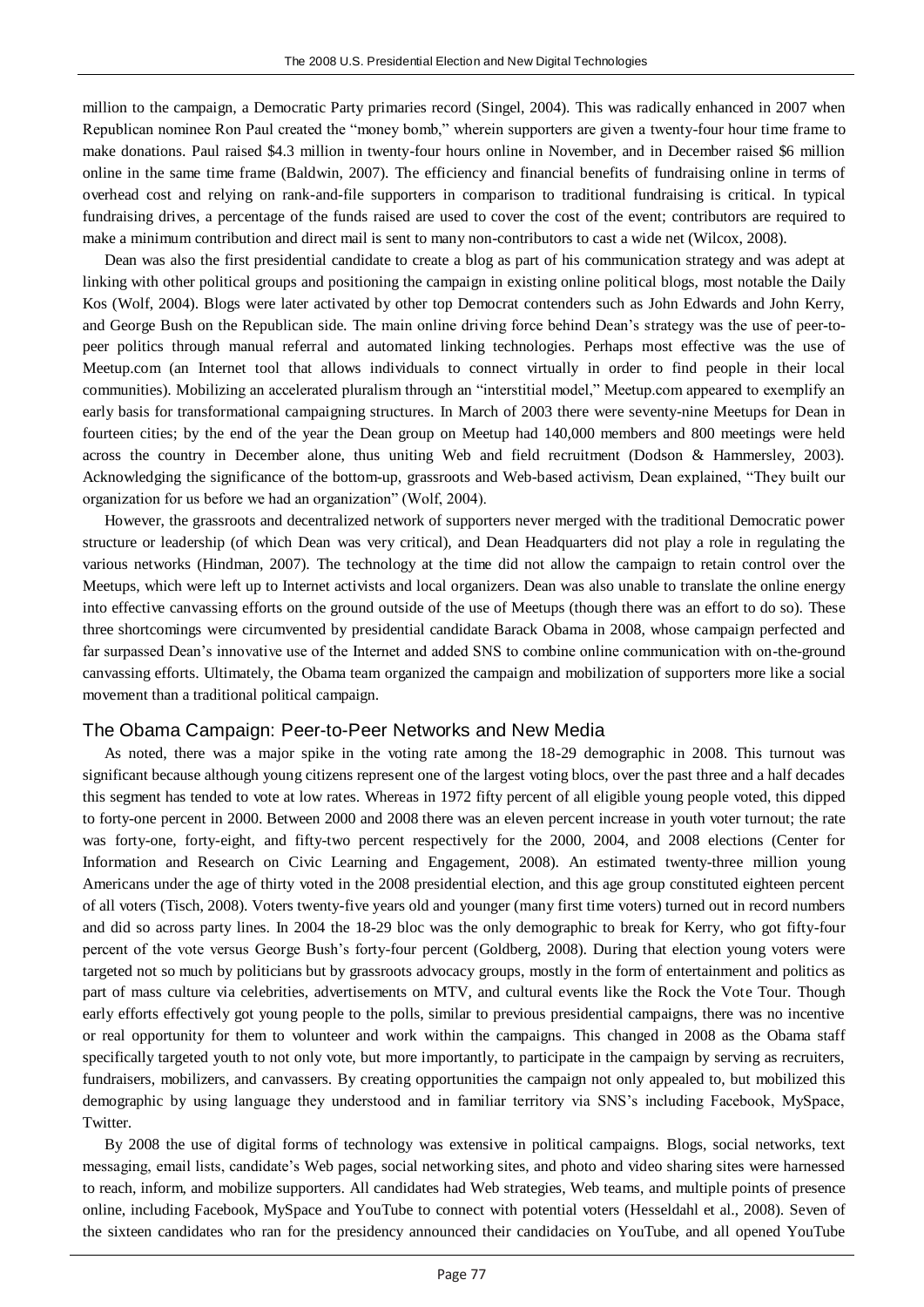million to the campaign, a Democratic Party primaries record (Singel, 2004). This was radically enhanced in 2007 when Republican nominee Ron Paul created the "money bomb," wherein supporters are given a twenty-four hour time frame to make donations. Paul raised $4.3 million in twenty-four hours online in November, and in December raised $6 million online in the same time frame (Baldwin, 2007). The efficiency and financial benefits of fundraising online in terms of overhead cost and relying on rank-and-file supporters in comparison to traditional fundraising is critical. In typical fundraising drives, a percentage of the funds raised are used to cover the cost of the event; contributors are required to make a minimum contribution and direct mail is sent to many non-contributors to cast a wide net (Wilcox, 2008).

Dean was also the first presidential candidate to create a blog as part of his communication strategy and was adept at linking with other political groups and positioning the campaign in existing online political blogs, most notable the Daily Kos (Wolf, 2004). Blogs were later activated by other top Democrat contenders such as John Edwards and John Kerry, and George Bush on the Republican side. The main online driving force behind Dean's strategy was the use of peer-to-peer politics through manual referral and automated linking technologies. Perhaps most effective was the use of Meetup.com (an Internet tool that allows individuals to connect virtually in order to find people in their local communities). Mobilizing an accelerated pluralism through an "interstitial model," Meetup.com appeared to exemplify an early basis for transformational campaigning structures. In March of 2003 there were seventy-nine Meetups for Dean in fourteen cities; by the end of the year the Dean group on Meetup had 140,000 members and 800 meetings were held across the country in December alone, thus uniting Web and field recruitment (Dodson & Hammersley, 2003). Acknowledging the significance of the bottom-up, grassroots and Web-based activism, Dean explained, "They built our organization for us before we had an organization" (Wolf, 2004).

However, the grassroots and decentralized network of supporters never merged with the traditional Democratic power structure or leadership (of which Dean was very critical), and Dean Headquarters did not play a role in regulating the various networks (Hindman, 2007). The technology at the time did not allow the campaign to retain control over the Meetups, which were left up to Internet activists and local organizers. Dean was also unable to translate the online energy into effective canvassing efforts on the ground outside of the use of Meetups (though there was an effort to do so). These three shortcomings were circumvented by presidential candidate Barack Obama in 2008, whose campaign perfected and far surpassed Dean's innovative use of the Internet and added SNS to combine online communication with on-the-ground canvassing efforts. Ultimately, the Obama team organized the campaign and mobilization of supporters more like a social movement than a traditional political campaign.

## The Obama Campaign: Peer-to-Peer Networks and New Media

As noted, there was a major spike in the voting rate among the 18-29 demographic in 2008. This turnout was significant because although young citizens represent one of the largest voting blocs, over the past three and a half decades this segment has tended to vote at low rates. Whereas in 1972 fifty percent of all eligible young people voted, this dipped to forty-one percent in 2000. Between 2000 and 2008 there was an eleven percent increase in youth voter turnout; the rate was forty-one, forty-eight, and fifty-two percent respectively for the 2000, 2004, and 2008 elections (Center for Information and Research on Civic Learning and Engagement, 2008). An estimated twenty-three million young Americans under the age of thirty voted in the 2008 presidential election, and this age group constituted eighteen percent of all voters (Tisch, 2008). Voters twenty-five years old and younger (many first time voters) turned out in record numbers and did so across party lines. In 2004 the 18-29 bloc was the only demographic to break for Kerry, who got fifty-four percent of the vote versus George Bush's forty-four percent (Goldberg, 2008). During that election young voters were targeted not so much by politicians but by grassroots advocacy groups, mostly in the form of entertainment and politics as part of mass culture via celebrities, advertisements on MTV, and cultural events like the Rock the Vote Tour. Though early efforts effectively got young people to the polls, similar to previous presidential campaigns, there was no incentive or real opportunity for them to volunteer and work within the campaigns. This changed in 2008 as the Obama staff specifically targeted youth to not only vote, but more importantly, to participate in the campaign by serving as recruiters, fundraisers, mobilizers, and canvassers. By creating opportunities the campaign not only appealed to, but mobilized this demographic by using language they understood and in familiar territory via SNS's including Facebook, MySpace, Twitter.

By 2008 the use of digital forms of technology was extensive in political campaigns. Blogs, social networks, text messaging, email lists, candidate's Web pages, social networking sites, and photo and video sharing sites were harnessed to reach, inform, and mobilize supporters. All candidates had Web strategies, Web teams, and multiple points of presence online, including Facebook, MySpace and YouTube to connect with potential voters (Hesseldahl et al., 2008). Seven of the sixteen candidates who ran for the presidency announced their candidacies on YouTube, and all opened YouTube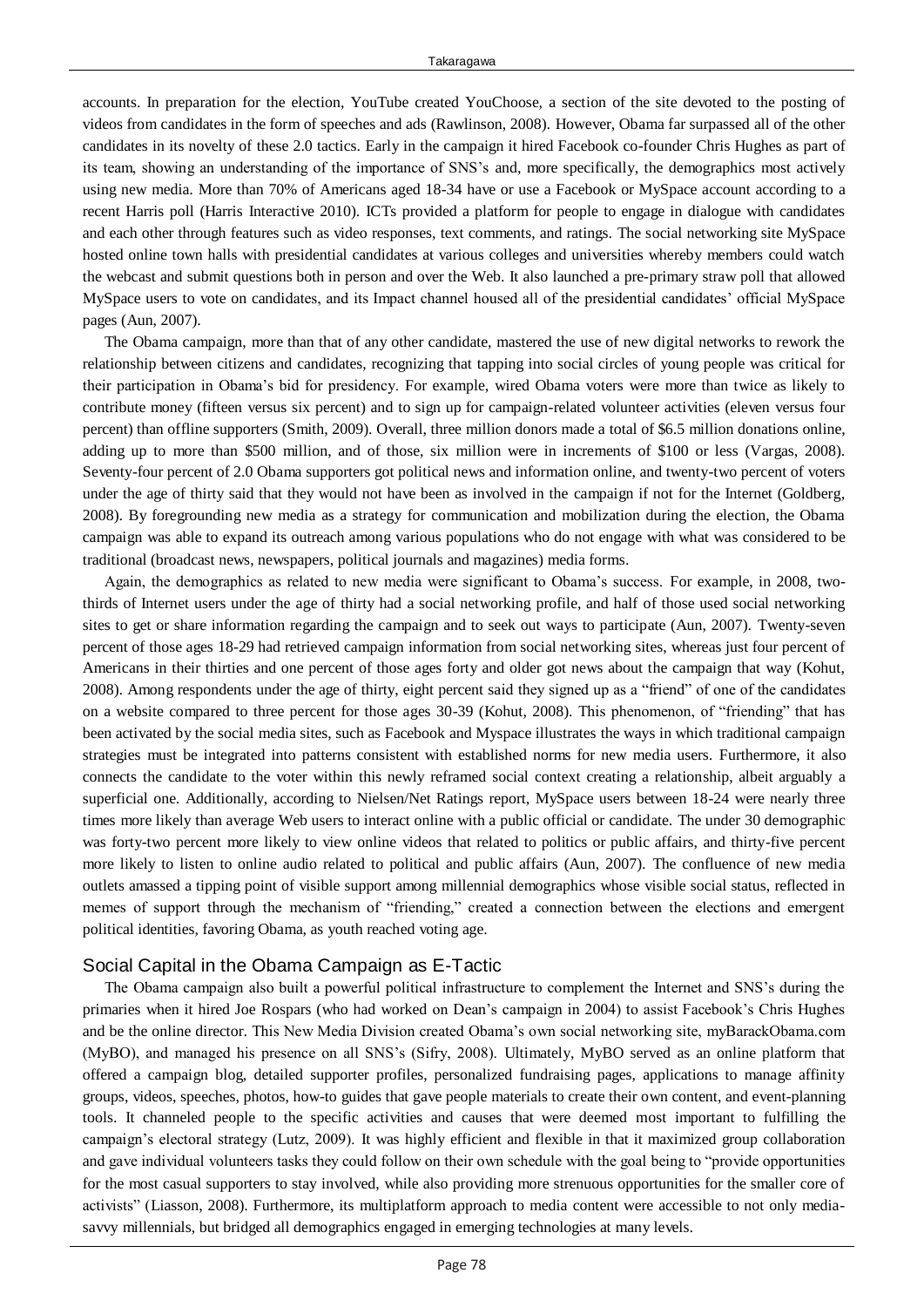accounts. In preparation for the election, YouTube created YouChoose, a section of the site devoted to the posting of videos from candidates in the form of speeches and ads (Rawlinson, 2008). However, Obama far surpassed all of the other candidates in its novelty of these 2.0 tactics. Early in the campaign it hired Facebook co-founder Chris Hughes as part of its team, showing an understanding of the importance of SNS's and, more specifically, the demographics most actively using new media. More than 70% of Americans aged 18-34 have or use a Facebook or MySpace account according to a recent Harris poll (Harris Interactive 2010). ICTs provided a platform for people to engage in dialogue with candidates and each other through features such as video responses, text comments, and ratings. The social networking site MySpace hosted online town halls with presidential candidates at various colleges and universities whereby members could watch the webcast and submit questions both in person and over the Web. It also launched a pre-primary straw poll that allowed MySpace users to vote on candidates, and its Impact channel housed all of the presidential candidates' official MySpace pages (Aun, 2007).

The Obama campaign, more than that of any other candidate, mastered the use of new digital networks to rework the relationship between citizens and candidates, recognizing that tapping into social circles of young people was critical for their participation in Obama's bid for presidency. For example, wired Obama voters were more than twice as likely to contribute money (fifteen versus six percent) and to sign up for campaign-related volunteer activities (eleven versus four percent) than offline supporters (Smith, 2009). Overall, three million donors made a total of $6.5 million donations online, adding up to more than $500 million, and of those, six million were in increments of $100 or less (Vargas, 2008). Seventy-four percent of 2.0 Obama supporters got political news and information online, and twenty-two percent of voters under the age of thirty said that they would not have been as involved in the campaign if not for the Internet (Goldberg, 2008). By foregrounding new media as a strategy for communication and mobilization during the election, the Obama campaign was able to expand its outreach among various populations who do not engage with what was considered to be traditional (broadcast news, newspapers, political journals and magazines) media forms.

Again, the demographics as related to new media were significant to Obama's success. For example, in 2008, two-thirds of Internet users under the age of thirty had a social networking profile, and half of those used social networking sites to get or share information regarding the campaign and to seek out ways to participate (Aun, 2007). Twenty-seven percent of those ages 18-29 had retrieved campaign information from social networking sites, whereas just four percent of Americans in their thirties and one percent of those ages forty and older got news about the campaign that way (Kohut, 2008). Among respondents under the age of thirty, eight percent said they signed up as a "friend" of one of the candidates on a website compared to three percent for those ages 30-39 (Kohut, 2008). This phenomenon, of "friending" that has been activated by the social media sites, such as Facebook and Myspace illustrates the ways in which traditional campaign strategies must be integrated into patterns consistent with established norms for new media users. Furthermore, it also connects the candidate to the voter within this newly reframed social context creating a relationship, albeit arguably a superficial one. Additionally, according to Nielsen/Net Ratings report, MySpace users between 18-24 were nearly three times more likely than average Web users to interact online with a public official or candidate. The under 30 demographic was forty-two percent more likely to view online videos that related to politics or public affairs, and thirty-five percent more likely to listen to online audio related to political and public affairs (Aun, 2007). The confluence of new media outlets amassed a tipping point of visible support among millennial demographics whose visible social status, reflected in memes of support through the mechanism of "friending," created a connection between the elections and emergent political identities, favoring Obama, as youth reached voting age.

## Social Capital in the Obama Campaign as E-Tactic

The Obama campaign also built a powerful political infrastructure to complement the Internet and SNS's during the primaries when it hired Joe Rospars (who had worked on Dean's campaign in 2004) to assist Facebook's Chris Hughes and be the online director. This New Media Division created Obama's own social networking site, myBarackObama.com (MyBO), and managed his presence on all SNS's (Sifry, 2008). Ultimately, MyBO served as an online platform that offered a campaign blog, detailed supporter profiles, personalized fundraising pages, applications to manage affinity groups, videos, speeches, photos, how-to guides that gave people materials to create their own content, and event-planning tools. It channeled people to the specific activities and causes that were deemed most important to fulfilling the campaign's electoral strategy (Lutz, 2009). It was highly efficient and flexible in that it maximized group collaboration and gave individual volunteers tasks they could follow on their own schedule with the goal being to "provide opportunities for the most casual supporters to stay involved, while also providing more strenuous opportunities for the smaller core of activists" (Liasson, 2008). Furthermore, its multiplatform approach to media content were accessible to not only media-savvy millennials, but bridged all demographics engaged in emerging technologies at many levels.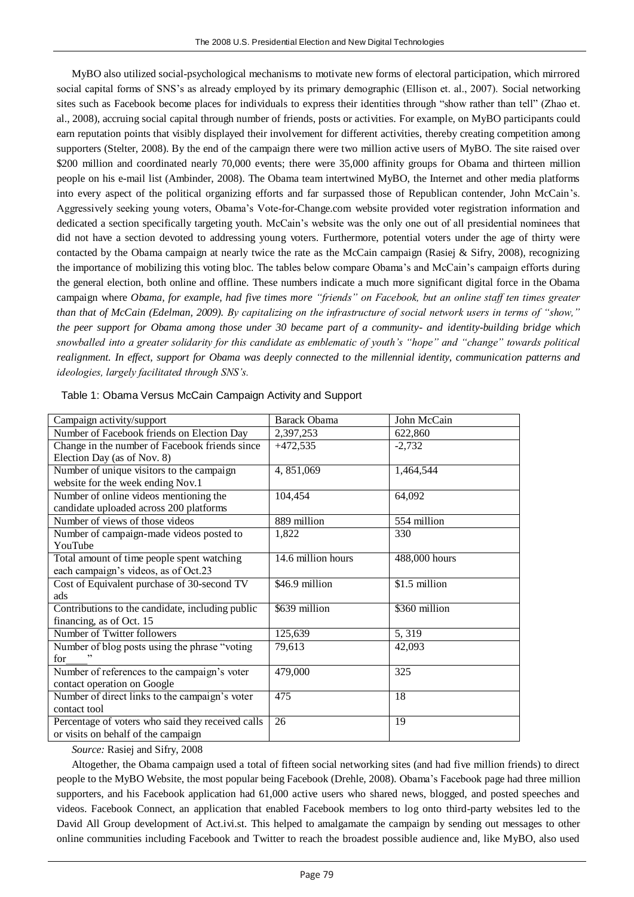MyBO also utilized social-psychological mechanisms to motivate new forms of electoral participation, which mirrored social capital forms of SNS's as already employed by its primary demographic (Ellison et. al., 2007). Social networking sites such as Facebook become places for individuals to express their identities through "show rather than tell" (Zhao et. al., 2008), accruing social capital through number of friends, posts or activities. For example, on MyBO participants could earn reputation points that visibly displayed their involvement for different activities, thereby creating competition among supporters (Stelter, 2008). By the end of the campaign there were two million active users of MyBO. The site raised over $200 million and coordinated nearly 70,000 events; there were 35,000 affinity groups for Obama and thirteen million people on his e-mail list (Ambinder, 2008). The Obama team intertwined MyBO, the Internet and other media platforms into every aspect of the political organizing efforts and far surpassed those of Republican contender, John McCain's. Aggressively seeking young voters, Obama's Vote-for-Change.com website provided voter registration information and dedicated a section specifically targeting youth. McCain's website was the only one out of all presidential nominees that did not have a section devoted to addressing young voters. Furthermore, potential voters under the age of thirty were contacted by the Obama campaign at nearly twice the rate as the McCain campaign (Rasiej & Sifry, 2008), recognizing the importance of mobilizing this voting bloc. The tables below compare Obama's and McCain's campaign efforts during the general election, both online and offline. These numbers indicate a much more significant digital force in the Obama campaign where *Obama, for example, had five times more "friends" on Facebook, but an online staff ten times greater than that of McCain (Edelman, 2009). By capitalizing on the infrastructure of social network users in terms of "show," the peer support for Obama among those under 30 became part of a community- and identity-building bridge which snowballed into a greater solidarity for this candidate as emblematic of youth's "hope" and "change" towards political realignment. In effect, support for Obama was deeply connected to the millennial identity, communication patterns and ideologies, largely facilitated through SNS's.*

Table 1: Obama Versus McCain Campaign Activity and Support

| Campaign activity/support | Barack Obama | John McCain |
|---|---|---|
| Number of Facebook friends on Election Day | 2,397,253 | 622,860 |
| Change in the number of Facebook friends since Election Day (as of Nov. 8) | +472,535 | -2,732 |
| Number of unique visitors to the campaign website for the week ending Nov.1 | 4, 851,069 | 1,464,544 |
| Number of online videos mentioning the candidate uploaded across 200 platforms | 104,454 | 64,092 |
| Number of views of those videos | 889 million | 554 million |
| Number of campaign-made videos posted to YouTube | 1,822 | 330 |
| Total amount of time people spent watching each campaign's videos, as of Oct.23 | 14.6 million hours | 488,000 hours |
| Cost of Equivalent purchase of 30-second TV ads | $46.9 million | $1.5 million |
| Contributions to the candidate, including public financing, as of Oct. 15 | $639 million | $360 million |
| Number of Twitter followers | 125,639 | 5, 319 |
| Number of blog posts using the phrase "voting for____" | 79,613 | 42,093 |
| Number of references to the campaign's voter contact operation on Google | 479,000 | 325 |
| Number of direct links to the campaign's voter contact tool | 475 | 18 |
| Percentage of voters who said they received calls or visits on behalf of the campaign | 26 | 19 |

*Source:* Rasiej and Sifry, 2008

Altogether, the Obama campaign used a total of fifteen social networking sites (and had five million friends) to direct people to the MyBO Website, the most popular being Facebook (Drehle, 2008). Obama's Facebook page had three million supporters, and his Facebook application had 61,000 active users who shared news, blogged, and posted speeches and videos. Facebook Connect, an application that enabled Facebook members to log onto third-party websites led to the David All Group development of Act.ivi.st. This helped to amalgamate the campaign by sending out messages to other online communities including Facebook and Twitter to reach the broadest possible audience and, like MyBO, also used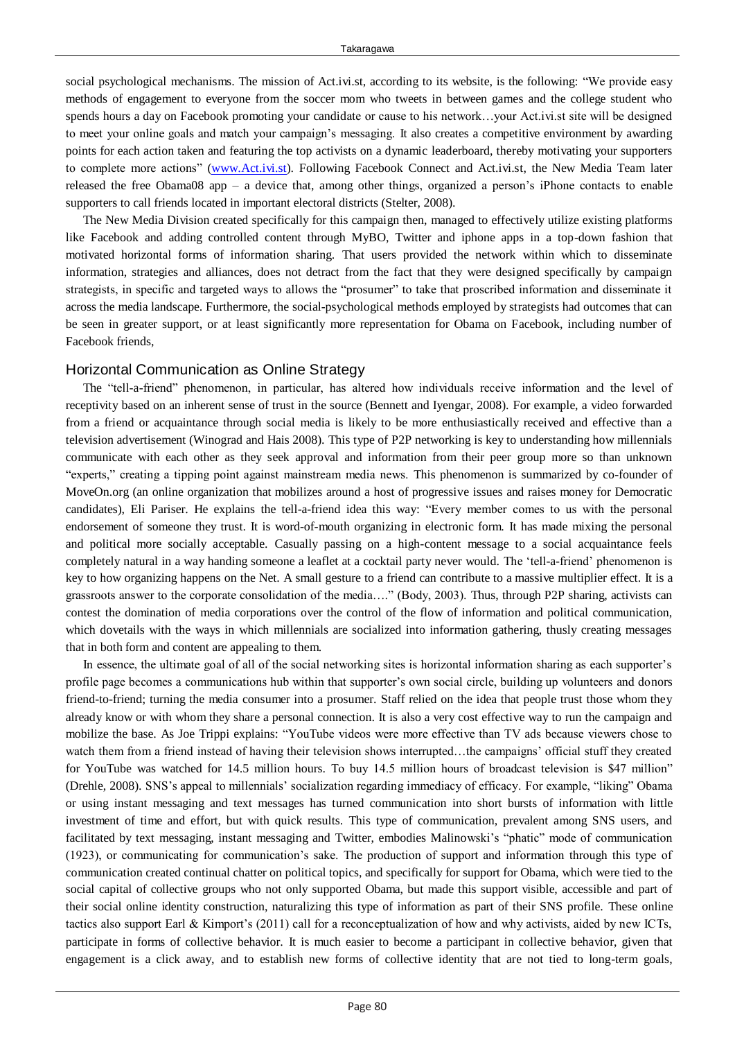social psychological mechanisms. The mission of Act.ivi.st, according to its website, is the following: "We provide easy methods of engagement to everyone from the soccer mom who tweets in between games and the college student who spends hours a day on Facebook promoting your candidate or cause to his network…your Act.ivi.st site will be designed to meet your online goals and match your campaign's messaging. It also creates a competitive environment by awarding points for each action taken and featuring the top activists on a dynamic leaderboard, thereby motivating your supporters to complete more actions" (www.Act.ivi.st). Following Facebook Connect and Act.ivi.st, the New Media Team later released the free Obama08 app – a device that, among other things, organized a person's iPhone contacts to enable supporters to call friends located in important electoral districts (Stelter, 2008).

The New Media Division created specifically for this campaign then, managed to effectively utilize existing platforms like Facebook and adding controlled content through MyBO, Twitter and iphone apps in a top-down fashion that motivated horizontal forms of information sharing. That users provided the network within which to disseminate information, strategies and alliances, does not detract from the fact that they were designed specifically by campaign strategists, in specific and targeted ways to allows the "prosumer" to take that proscribed information and disseminate it across the media landscape. Furthermore, the social-psychological methods employed by strategists had outcomes that can be seen in greater support, or at least significantly more representation for Obama on Facebook, including number of Facebook friends,

## Horizontal Communication as Online Strategy

The "tell-a-friend" phenomenon, in particular, has altered how individuals receive information and the level of receptivity based on an inherent sense of trust in the source (Bennett and Iyengar, 2008). For example, a video forwarded from a friend or acquaintance through social media is likely to be more enthusiastically received and effective than a television advertisement (Winograd and Hais 2008). This type of P2P networking is key to understanding how millennials communicate with each other as they seek approval and information from their peer group more so than unknown "experts," creating a tipping point against mainstream media news. This phenomenon is summarized by co-founder of MoveOn.org (an online organization that mobilizes around a host of progressive issues and raises money for Democratic candidates), Eli Pariser. He explains the tell-a-friend idea this way: "Every member comes to us with the personal endorsement of someone they trust. It is word-of-mouth organizing in electronic form. It has made mixing the personal and political more socially acceptable. Casually passing on a high-content message to a social acquaintance feels completely natural in a way handing someone a leaflet at a cocktail party never would. The 'tell-a-friend' phenomenon is key to how organizing happens on the Net. A small gesture to a friend can contribute to a massive multiplier effect. It is a grassroots answer to the corporate consolidation of the media…." (Body, 2003). Thus, through P2P sharing, activists can contest the domination of media corporations over the control of the flow of information and political communication, which dovetails with the ways in which millennials are socialized into information gathering, thusly creating messages that in both form and content are appealing to them.

In essence, the ultimate goal of all of the social networking sites is horizontal information sharing as each supporter's profile page becomes a communications hub within that supporter's own social circle, building up volunteers and donors friend-to-friend; turning the media consumer into a prosumer. Staff relied on the idea that people trust those whom they already know or with whom they share a personal connection. It is also a very cost effective way to run the campaign and mobilize the base. As Joe Trippi explains: "YouTube videos were more effective than TV ads because viewers chose to watch them from a friend instead of having their television shows interrupted…the campaigns' official stuff they created for YouTube was watched for 14.5 million hours. To buy 14.5 million hours of broadcast television is $47 million" (Drehle, 2008). SNS's appeal to millennials' socialization regarding immediacy of efficacy. For example, "liking" Obama or using instant messaging and text messages has turned communication into short bursts of information with little investment of time and effort, but with quick results. This type of communication, prevalent among SNS users, and facilitated by text messaging, instant messaging and Twitter, embodies Malinowski's "phatic" mode of communication (1923), or communicating for communication's sake. The production of support and information through this type of communication created continual chatter on political topics, and specifically for support for Obama, which were tied to the social capital of collective groups who not only supported Obama, but made this support visible, accessible and part of their social online identity construction, naturalizing this type of information as part of their SNS profile. These online tactics also support Earl & Kimport's (2011) call for a reconceptualization of how and why activists, aided by new ICTs, participate in forms of collective behavior. It is much easier to become a participant in collective behavior, given that engagement is a click away, and to establish new forms of collective identity that are not tied to long-term goals,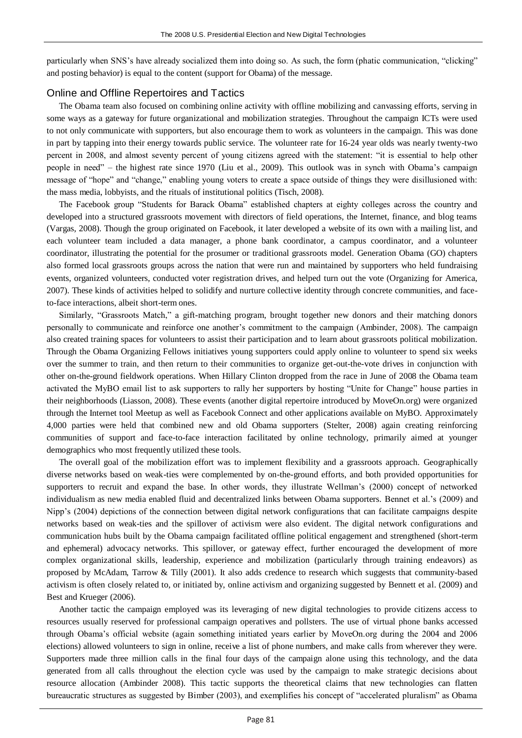particularly when SNS's have already socialized them into doing so. As such, the form (phatic communication, "clicking" and posting behavior) is equal to the content (support for Obama) of the message.

## Online and Offline Repertoires and Tactics

The Obama team also focused on combining online activity with offline mobilizing and canvassing efforts, serving in some ways as a gateway for future organizational and mobilization strategies. Throughout the campaign ICTs were used to not only communicate with supporters, but also encourage them to work as volunteers in the campaign. This was done in part by tapping into their energy towards public service. The volunteer rate for 16-24 year olds was nearly twenty-two percent in 2008, and almost seventy percent of young citizens agreed with the statement: "it is essential to help other people in need" – the highest rate since 1970 (Liu et al., 2009). This outlook was in synch with Obama's campaign message of "hope" and "change," enabling young voters to create a space outside of things they were disillusioned with: the mass media, lobbyists, and the rituals of institutional politics (Tisch, 2008).

The Facebook group "Students for Barack Obama" established chapters at eighty colleges across the country and developed into a structured grassroots movement with directors of field operations, the Internet, finance, and blog teams (Vargas, 2008). Though the group originated on Facebook, it later developed a website of its own with a mailing list, and each volunteer team included a data manager, a phone bank coordinator, a campus coordinator, and a volunteer coordinator, illustrating the potential for the prosumer or traditional grassroots model. Generation Obama (GO) chapters also formed local grassroots groups across the nation that were run and maintained by supporters who held fundraising events, organized volunteers, conducted voter registration drives, and helped turn out the vote (Organizing for America, 2007). These kinds of activities helped to solidify and nurture collective identity through concrete communities, and face-to-face interactions, albeit short-term ones.

Similarly, "Grassroots Match," a gift-matching program, brought together new donors and their matching donors personally to communicate and reinforce one another's commitment to the campaign (Ambinder, 2008). The campaign also created training spaces for volunteers to assist their participation and to learn about grassroots political mobilization. Through the Obama Organizing Fellows initiatives young supporters could apply online to volunteer to spend six weeks over the summer to train, and then return to their communities to organize get-out-the-vote drives in conjunction with other on-the-ground fieldwork operations. When Hillary Clinton dropped from the race in June of 2008 the Obama team activated the MyBO email list to ask supporters to rally her supporters by hosting "Unite for Change" house parties in their neighborhoods (Liasson, 2008). These events (another digital repertoire introduced by MoveOn.org) were organized through the Internet tool Meetup as well as Facebook Connect and other applications available on MyBO. Approximately 4,000 parties were held that combined new and old Obama supporters (Stelter, 2008) again creating reinforcing communities of support and face-to-face interaction facilitated by online technology, primarily aimed at younger demographics who most frequently utilized these tools.

The overall goal of the mobilization effort was to implement flexibility and a grassroots approach. Geographically diverse networks based on weak-ties were complemented by on-the-ground efforts, and both provided opportunities for supporters to recruit and expand the base. In other words, they illustrate Wellman's (2000) concept of networked individualism as new media enabled fluid and decentralized links between Obama supporters. Bennet et al.'s (2009) and Nipp's (2004) depictions of the connection between digital network configurations that can facilitate campaigns despite networks based on weak-ties and the spillover of activism were also evident. The digital network configurations and communication hubs built by the Obama campaign facilitated offline political engagement and strengthened (short-term and ephemeral) advocacy networks. This spillover, or gateway effect, further encouraged the development of more complex organizational skills, leadership, experience and mobilization (particularly through training endeavors) as proposed by McAdam, Tarrow & Tilly (2001). It also adds credence to research which suggests that community-based activism is often closely related to, or initiated by, online activism and organizing suggested by Bennett et al. (2009) and Best and Krueger (2006).

Another tactic the campaign employed was its leveraging of new digital technologies to provide citizens access to resources usually reserved for professional campaign operatives and pollsters. The use of virtual phone banks accessed through Obama's official website (again something initiated years earlier by MoveOn.org during the 2004 and 2006 elections) allowed volunteers to sign in online, receive a list of phone numbers, and make calls from wherever they were. Supporters made three million calls in the final four days of the campaign alone using this technology, and the data generated from all calls throughout the election cycle was used by the campaign to make strategic decisions about resource allocation (Ambinder 2008). This tactic supports the theoretical claims that new technologies can flatten bureaucratic structures as suggested by Bimber (2003), and exemplifies his concept of "accelerated pluralism" as Obama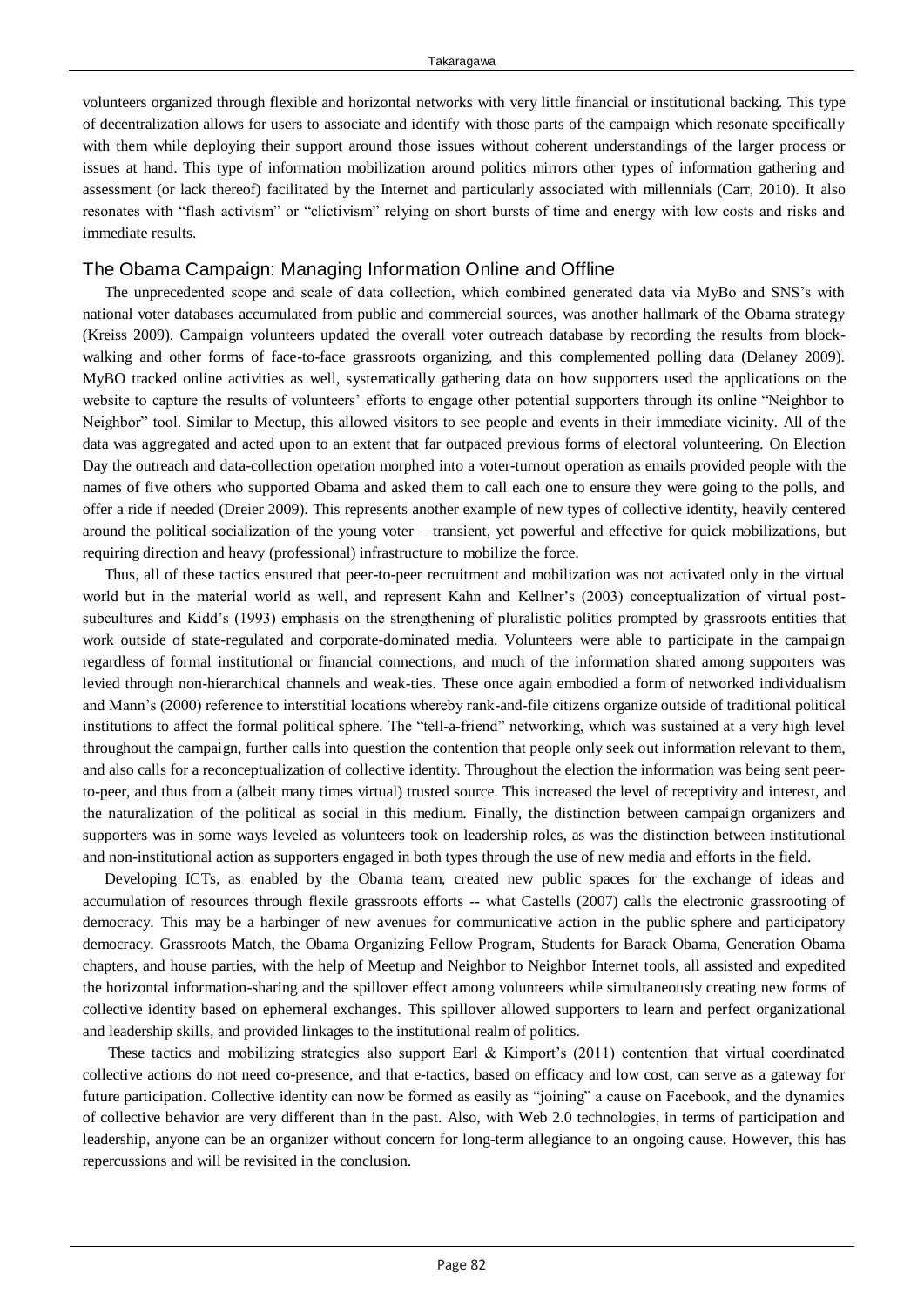volunteers organized through flexible and horizontal networks with very little financial or institutional backing. This type of decentralization allows for users to associate and identify with those parts of the campaign which resonate specifically with them while deploying their support around those issues without coherent understandings of the larger process or issues at hand. This type of information mobilization around politics mirrors other types of information gathering and assessment (or lack thereof) facilitated by the Internet and particularly associated with millennials (Carr, 2010). It also resonates with "flash activism" or "clictivism" relying on short bursts of time and energy with low costs and risks and immediate results.

## The Obama Campaign: Managing Information Online and Offline

The unprecedented scope and scale of data collection, which combined generated data via MyBo and SNS's with national voter databases accumulated from public and commercial sources, was another hallmark of the Obama strategy (Kreiss 2009). Campaign volunteers updated the overall voter outreach database by recording the results from block-walking and other forms of face-to-face grassroots organizing, and this complemented polling data (Delaney 2009). MyBO tracked online activities as well, systematically gathering data on how supporters used the applications on the website to capture the results of volunteers' efforts to engage other potential supporters through its online "Neighbor to Neighbor" tool. Similar to Meetup, this allowed visitors to see people and events in their immediate vicinity. All of the data was aggregated and acted upon to an extent that far outpaced previous forms of electoral volunteering. On Election Day the outreach and data-collection operation morphed into a voter-turnout operation as emails provided people with the names of five others who supported Obama and asked them to call each one to ensure they were going to the polls, and offer a ride if needed (Dreier 2009). This represents another example of new types of collective identity, heavily centered around the political socialization of the young voter – transient, yet powerful and effective for quick mobilizations, but requiring direction and heavy (professional) infrastructure to mobilize the force.

Thus, all of these tactics ensured that peer-to-peer recruitment and mobilization was not activated only in the virtual world but in the material world as well, and represent Kahn and Kellner's (2003) conceptualization of virtual post-subcultures and Kidd's (1993) emphasis on the strengthening of pluralistic politics prompted by grassroots entities that work outside of state-regulated and corporate-dominated media. Volunteers were able to participate in the campaign regardless of formal institutional or financial connections, and much of the information shared among supporters was levied through non-hierarchical channels and weak-ties. These once again embodied a form of networked individualism and Mann's (2000) reference to interstitial locations whereby rank-and-file citizens organize outside of traditional political institutions to affect the formal political sphere. The "tell-a-friend" networking, which was sustained at a very high level throughout the campaign, further calls into question the contention that people only seek out information relevant to them, and also calls for a reconceptualization of collective identity. Throughout the election the information was being sent peer-to-peer, and thus from a (albeit many times virtual) trusted source. This increased the level of receptivity and interest, and the naturalization of the political as social in this medium. Finally, the distinction between campaign organizers and supporters was in some ways leveled as volunteers took on leadership roles, as was the distinction between institutional and non-institutional action as supporters engaged in both types through the use of new media and efforts in the field.

Developing ICTs, as enabled by the Obama team, created new public spaces for the exchange of ideas and accumulation of resources through flexile grassroots efforts -- what Castells (2007) calls the electronic grassrooting of democracy. This may be a harbinger of new avenues for communicative action in the public sphere and participatory democracy. Grassroots Match, the Obama Organizing Fellow Program, Students for Barack Obama, Generation Obama chapters, and house parties, with the help of Meetup and Neighbor to Neighbor Internet tools, all assisted and expedited the horizontal information-sharing and the spillover effect among volunteers while simultaneously creating new forms of collective identity based on ephemeral exchanges. This spillover allowed supporters to learn and perfect organizational and leadership skills, and provided linkages to the institutional realm of politics.

These tactics and mobilizing strategies also support Earl & Kimport's (2011) contention that virtual coordinated collective actions do not need co-presence, and that e-tactics, based on efficacy and low cost, can serve as a gateway for future participation. Collective identity can now be formed as easily as "joining" a cause on Facebook, and the dynamics of collective behavior are very different than in the past. Also, with Web 2.0 technologies, in terms of participation and leadership, anyone can be an organizer without concern for long-term allegiance to an ongoing cause. However, this has repercussions and will be revisited in the conclusion.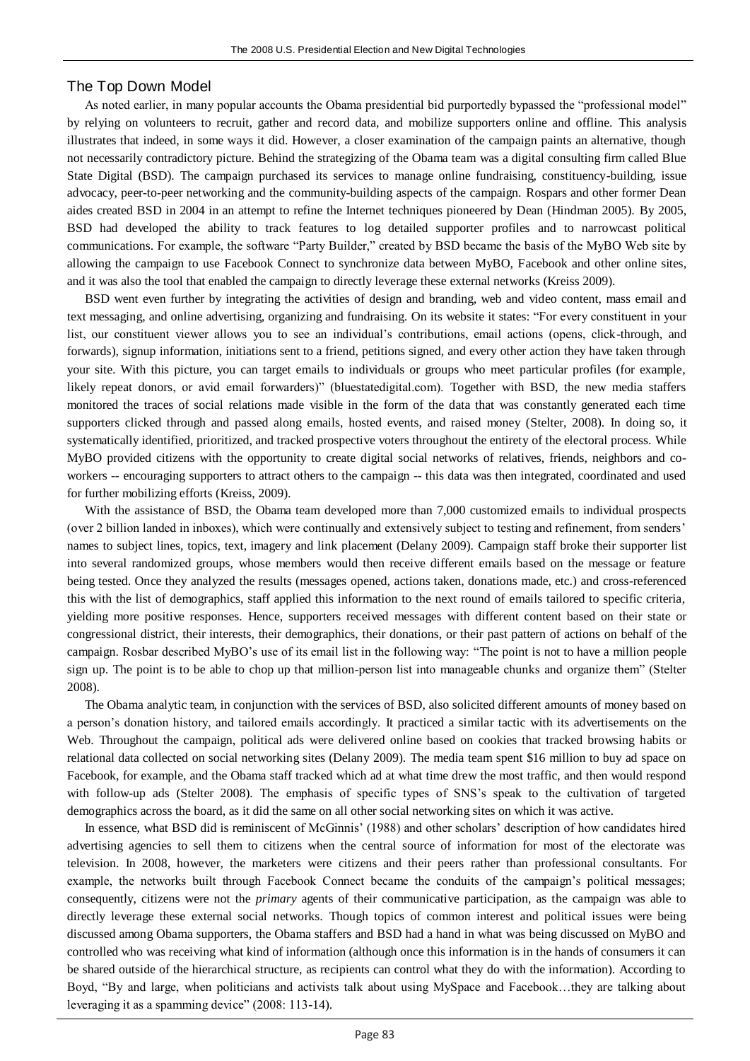## The Top Down Model

As noted earlier, in many popular accounts the Obama presidential bid purportedly bypassed the "professional model" by relying on volunteers to recruit, gather and record data, and mobilize supporters online and offline. This analysis illustrates that indeed, in some ways it did. However, a closer examination of the campaign paints an alternative, though not necessarily contradictory picture. Behind the strategizing of the Obama team was a digital consulting firm called Blue State Digital (BSD). The campaign purchased its services to manage online fundraising, constituency-building, issue advocacy, peer-to-peer networking and the community-building aspects of the campaign. Rospars and other former Dean aides created BSD in 2004 in an attempt to refine the Internet techniques pioneered by Dean (Hindman 2005). By 2005, BSD had developed the ability to track features to log detailed supporter profiles and to narrowcast political communications. For example, the software "Party Builder," created by BSD became the basis of the MyBO Web site by allowing the campaign to use Facebook Connect to synchronize data between MyBO, Facebook and other online sites, and it was also the tool that enabled the campaign to directly leverage these external networks (Kreiss 2009).

BSD went even further by integrating the activities of design and branding, web and video content, mass email and text messaging, and online advertising, organizing and fundraising. On its website it states: "For every constituent in your list, our constituent viewer allows you to see an individual's contributions, email actions (opens, click-through, and forwards), signup information, initiations sent to a friend, petitions signed, and every other action they have taken through your site. With this picture, you can target emails to individuals or groups who meet particular profiles (for example, likely repeat donors, or avid email forwarders)" (bluestatedigital.com). Together with BSD, the new media staffers monitored the traces of social relations made visible in the form of the data that was constantly generated each time supporters clicked through and passed along emails, hosted events, and raised money (Stelter, 2008). In doing so, it systematically identified, prioritized, and tracked prospective voters throughout the entirety of the electoral process. While MyBO provided citizens with the opportunity to create digital social networks of relatives, friends, neighbors and co-workers -- encouraging supporters to attract others to the campaign -- this data was then integrated, coordinated and used for further mobilizing efforts (Kreiss, 2009).

With the assistance of BSD, the Obama team developed more than 7,000 customized emails to individual prospects (over 2 billion landed in inboxes), which were continually and extensively subject to testing and refinement, from senders' names to subject lines, topics, text, imagery and link placement (Delany 2009). Campaign staff broke their supporter list into several randomized groups, whose members would then receive different emails based on the message or feature being tested. Once they analyzed the results (messages opened, actions taken, donations made, etc.) and cross-referenced this with the list of demographics, staff applied this information to the next round of emails tailored to specific criteria, yielding more positive responses. Hence, supporters received messages with different content based on their state or congressional district, their interests, their demographics, their donations, or their past pattern of actions on behalf of the campaign. Rosbar described MyBO's use of its email list in the following way: "The point is not to have a million people sign up. The point is to be able to chop up that million-person list into manageable chunks and organize them" (Stelter 2008).

The Obama analytic team, in conjunction with the services of BSD, also solicited different amounts of money based on a person's donation history, and tailored emails accordingly. It practiced a similar tactic with its advertisements on the Web. Throughout the campaign, political ads were delivered online based on cookies that tracked browsing habits or relational data collected on social networking sites (Delany 2009). The media team spent $16 million to buy ad space on Facebook, for example, and the Obama staff tracked which ad at what time drew the most traffic, and then would respond with follow-up ads (Stelter 2008). The emphasis of specific types of SNS's speak to the cultivation of targeted demographics across the board, as it did the same on all other social networking sites on which it was active.

In essence, what BSD did is reminiscent of McGinnis' (1988) and other scholars' description of how candidates hired advertising agencies to sell them to citizens when the central source of information for most of the electorate was television. In 2008, however, the marketers were citizens and their peers rather than professional consultants. For example, the networks built through Facebook Connect became the conduits of the campaign's political messages; consequently, citizens were not the *primary* agents of their communicative participation, as the campaign was able to directly leverage these external social networks. Though topics of common interest and political issues were being discussed among Obama supporters, the Obama staffers and BSD had a hand in what was being discussed on MyBO and controlled who was receiving what kind of information (although once this information is in the hands of consumers it can be shared outside of the hierarchical structure, as recipients can control what they do with the information). According to Boyd, "By and large, when politicians and activists talk about using MySpace and Facebook…they are talking about leveraging it as a spamming device" (2008: 113-14).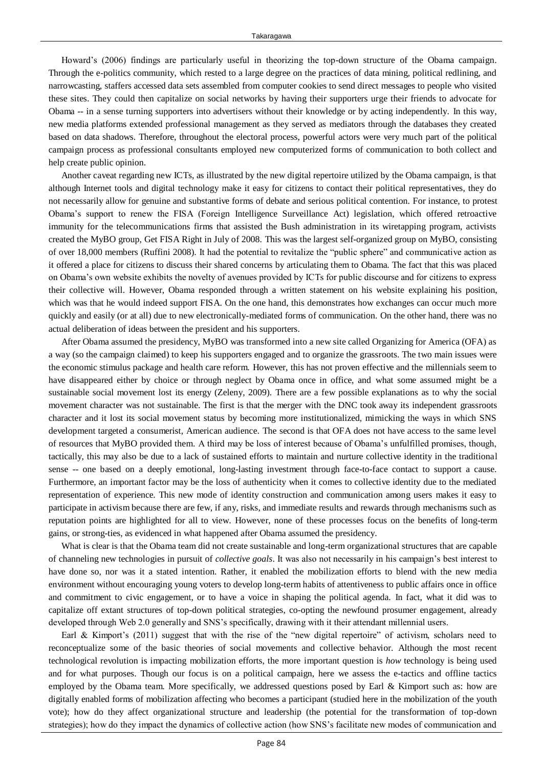Howard's (2006) findings are particularly useful in theorizing the top-down structure of the Obama campaign. Through the e-politics community, which rested to a large degree on the practices of data mining, political redlining, and narrowcasting, staffers accessed data sets assembled from computer cookies to send direct messages to people who visited these sites. They could then capitalize on social networks by having their supporters urge their friends to advocate for Obama -- in a sense turning supporters into advertisers without their knowledge or by acting independently. In this way, new media platforms extended professional management as they served as mediators through the databases they created based on data shadows. Therefore, throughout the electoral process, powerful actors were very much part of the political campaign process as professional consultants employed new computerized forms of communication to both collect and help create public opinion.

Another caveat regarding new ICTs, as illustrated by the new digital repertoire utilized by the Obama campaign, is that although Internet tools and digital technology make it easy for citizens to contact their political representatives, they do not necessarily allow for genuine and substantive forms of debate and serious political contention. For instance, to protest Obama's support to renew the FISA (Foreign Intelligence Surveillance Act) legislation, which offered retroactive immunity for the telecommunications firms that assisted the Bush administration in its wiretapping program, activists created the MyBO group, Get FISA Right in July of 2008. This was the largest self-organized group on MyBO, consisting of over 18,000 members (Ruffini 2008). It had the potential to revitalize the "public sphere" and communicative action as it offered a place for citizens to discuss their shared concerns by articulating them to Obama. The fact that this was placed on Obama's own website exhibits the novelty of avenues provided by ICTs for public discourse and for citizens to express their collective will. However, Obama responded through a written statement on his website explaining his position, which was that he would indeed support FISA. On the one hand, this demonstrates how exchanges can occur much more quickly and easily (or at all) due to new electronically-mediated forms of communication. On the other hand, there was no actual deliberation of ideas between the president and his supporters.

After Obama assumed the presidency, MyBO was transformed into a new site called Organizing for America (OFA) as a way (so the campaign claimed) to keep his supporters engaged and to organize the grassroots. The two main issues were the economic stimulus package and health care reform. However, this has not proven effective and the millennials seem to have disappeared either by choice or through neglect by Obama once in office, and what some assumed might be a sustainable social movement lost its energy (Zeleny, 2009). There are a few possible explanations as to why the social movement character was not sustainable. The first is that the merger with the DNC took away its independent grassroots character and it lost its social movement status by becoming more institutionalized, mimicking the ways in which SNS development targeted a consumerist, American audience. The second is that OFA does not have access to the same level of resources that MyBO provided them. A third may be loss of interest because of Obama's unfulfilled promises, though, tactically, this may also be due to a lack of sustained efforts to maintain and nurture collective identity in the traditional sense -- one based on a deeply emotional, long-lasting investment through face-to-face contact to support a cause. Furthermore, an important factor may be the loss of authenticity when it comes to collective identity due to the mediated representation of experience. This new mode of identity construction and communication among users makes it easy to participate in activism because there are few, if any, risks, and immediate results and rewards through mechanisms such as reputation points are highlighted for all to view. However, none of these processes focus on the benefits of long-term gains, or strong-ties, as evidenced in what happened after Obama assumed the presidency.

What is clear is that the Obama team did not create sustainable and long-term organizational structures that are capable of channeling new technologies in pursuit of *collective goals*. It was also not necessarily in his campaign's best interest to have done so, nor was it a stated intention. Rather, it enabled the mobilization efforts to blend with the new media environment without encouraging young voters to develop long-term habits of attentiveness to public affairs once in office and commitment to civic engagement, or to have a voice in shaping the political agenda. In fact, what it did was to capitalize off extant structures of top-down political strategies, co-opting the newfound prosumer engagement, already developed through Web 2.0 generally and SNS's specifically, drawing with it their attendant millennial users.

Earl & Kimport's (2011) suggest that with the rise of the "new digital repertoire" of activism, scholars need to reconceptualize some of the basic theories of social movements and collective behavior. Although the most recent technological revolution is impacting mobilization efforts, the more important question is *how* technology is being used and for what purposes. Though our focus is on a political campaign, here we assess the e-tactics and offline tactics employed by the Obama team. More specifically, we addressed questions posed by Earl & Kimport such as: how are digitally enabled forms of mobilization affecting who becomes a participant (studied here in the mobilization of the youth vote); how do they affect organizational structure and leadership (the potential for the transformation of top-down strategies); how do they impact the dynamics of collective action (how SNS's facilitate new modes of communication and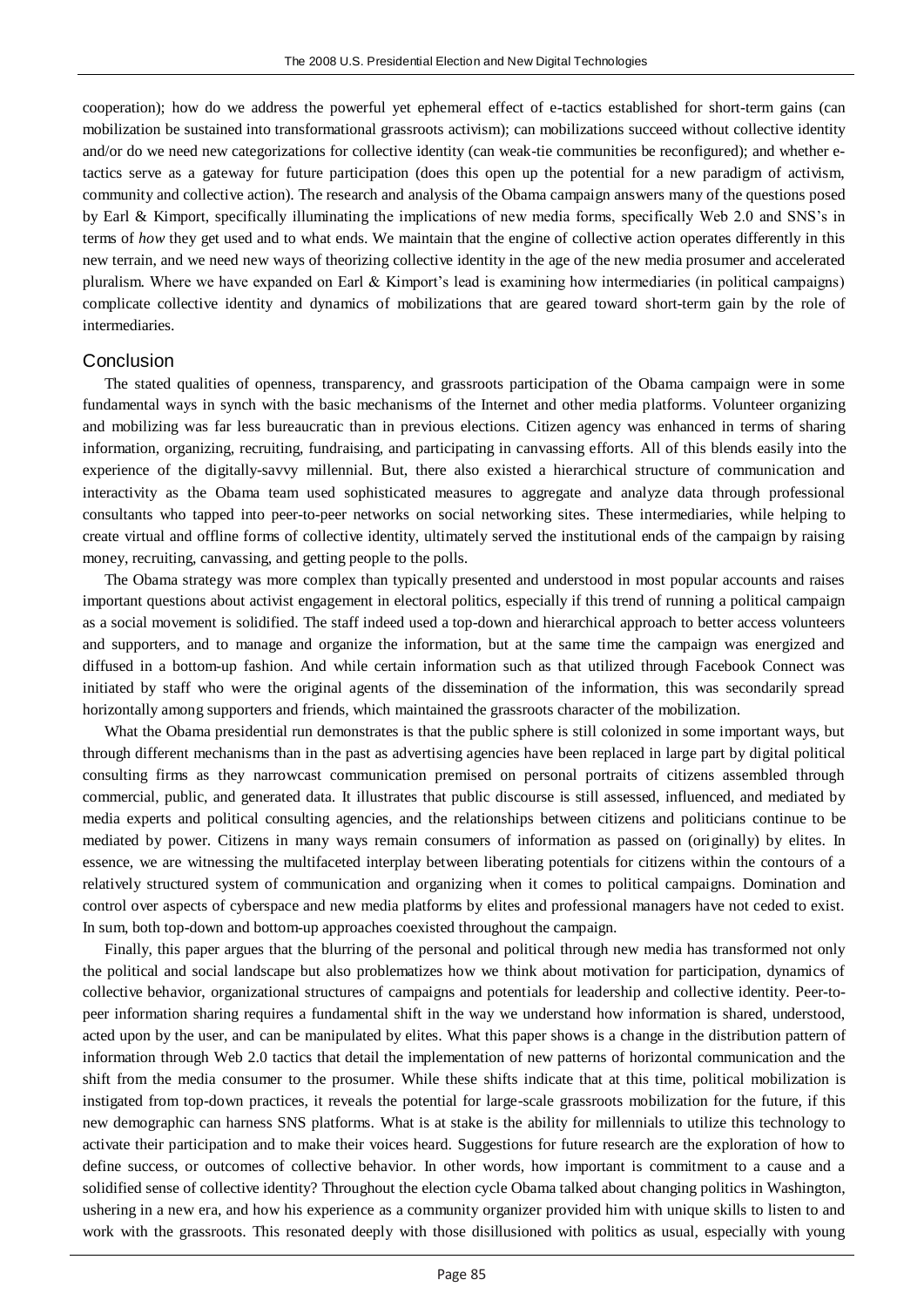cooperation); how do we address the powerful yet ephemeral effect of e-tactics established for short-term gains (can mobilization be sustained into transformational grassroots activism); can mobilizations succeed without collective identity and/or do we need new categorizations for collective identity (can weak-tie communities be reconfigured); and whether e-tactics serve as a gateway for future participation (does this open up the potential for a new paradigm of activism, community and collective action). The research and analysis of the Obama campaign answers many of the questions posed by Earl & Kimport, specifically illuminating the implications of new media forms, specifically Web 2.0 and SNS's in terms of *how* they get used and to what ends. We maintain that the engine of collective action operates differently in this new terrain, and we need new ways of theorizing collective identity in the age of the new media prosumer and accelerated pluralism. Where we have expanded on Earl & Kimport's lead is examining how intermediaries (in political campaigns) complicate collective identity and dynamics of mobilizations that are geared toward short-term gain by the role of intermediaries.

## Conclusion

The stated qualities of openness, transparency, and grassroots participation of the Obama campaign were in some fundamental ways in synch with the basic mechanisms of the Internet and other media platforms. Volunteer organizing and mobilizing was far less bureaucratic than in previous elections. Citizen agency was enhanced in terms of sharing information, organizing, recruiting, fundraising, and participating in canvassing efforts. All of this blends easily into the experience of the digitally-savvy millennial. But, there also existed a hierarchical structure of communication and interactivity as the Obama team used sophisticated measures to aggregate and analyze data through professional consultants who tapped into peer-to-peer networks on social networking sites. These intermediaries, while helping to create virtual and offline forms of collective identity, ultimately served the institutional ends of the campaign by raising money, recruiting, canvassing, and getting people to the polls.

The Obama strategy was more complex than typically presented and understood in most popular accounts and raises important questions about activist engagement in electoral politics, especially if this trend of running a political campaign as a social movement is solidified. The staff indeed used a top-down and hierarchical approach to better access volunteers and supporters, and to manage and organize the information, but at the same time the campaign was energized and diffused in a bottom-up fashion. And while certain information such as that utilized through Facebook Connect was initiated by staff who were the original agents of the dissemination of the information, this was secondarily spread horizontally among supporters and friends, which maintained the grassroots character of the mobilization.

What the Obama presidential run demonstrates is that the public sphere is still colonized in some important ways, but through different mechanisms than in the past as advertising agencies have been replaced in large part by digital political consulting firms as they narrowcast communication premised on personal portraits of citizens assembled through commercial, public, and generated data. It illustrates that public discourse is still assessed, influenced, and mediated by media experts and political consulting agencies, and the relationships between citizens and politicians continue to be mediated by power. Citizens in many ways remain consumers of information as passed on (originally) by elites. In essence, we are witnessing the multifaceted interplay between liberating potentials for citizens within the contours of a relatively structured system of communication and organizing when it comes to political campaigns. Domination and control over aspects of cyberspace and new media platforms by elites and professional managers have not ceded to exist. In sum, both top-down and bottom-up approaches coexisted throughout the campaign.

Finally, this paper argues that the blurring of the personal and political through new media has transformed not only the political and social landscape but also problematizes how we think about motivation for participation, dynamics of collective behavior, organizational structures of campaigns and potentials for leadership and collective identity. Peer-to-peer information sharing requires a fundamental shift in the way we understand how information is shared, understood, acted upon by the user, and can be manipulated by elites. What this paper shows is a change in the distribution pattern of information through Web 2.0 tactics that detail the implementation of new patterns of horizontal communication and the shift from the media consumer to the prosumer. While these shifts indicate that at this time, political mobilization is instigated from top-down practices, it reveals the potential for large-scale grassroots mobilization for the future, if this new demographic can harness SNS platforms. What is at stake is the ability for millennials to utilize this technology to activate their participation and to make their voices heard. Suggestions for future research are the exploration of how to define success, or outcomes of collective behavior. In other words, how important is commitment to a cause and a solidified sense of collective identity? Throughout the election cycle Obama talked about changing politics in Washington, ushering in a new era, and how his experience as a community organizer provided him with unique skills to listen to and work with the grassroots. This resonated deeply with those disillusioned with politics as usual, especially with young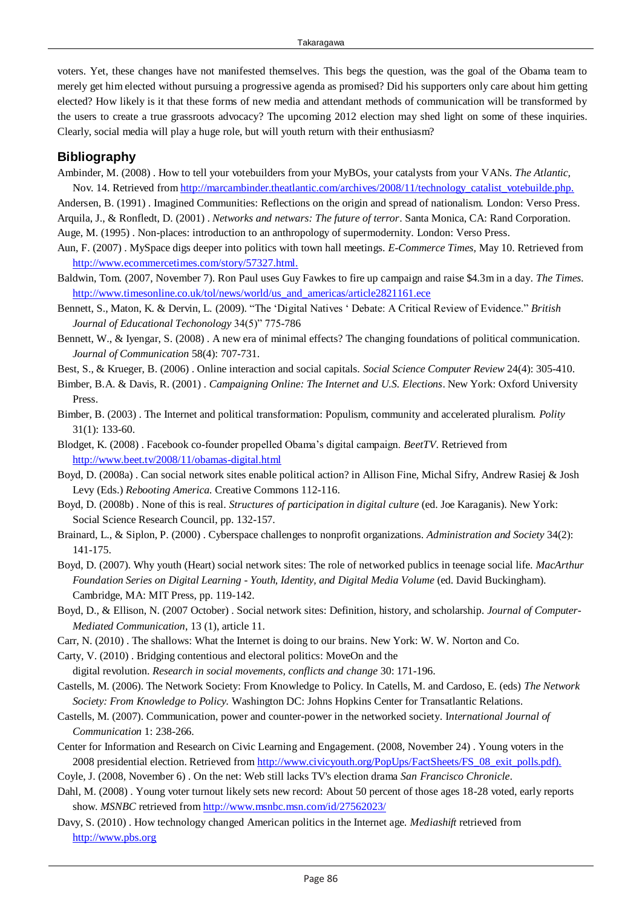voters. Yet, these changes have not manifested themselves. This begs the question, was the goal of the Obama team to merely get him elected without pursuing a progressive agenda as promised? Did his supporters only care about him getting elected? How likely is it that these forms of new media and attendant methods of communication will be transformed by the users to create a true grassroots advocacy? The upcoming 2012 election may shed light on some of these inquiries. Clearly, social media will play a huge role, but will youth return with their enthusiasm?

## Bibliography

Ambinder, M. (2008) . How to tell your votebuilders from your MyBOs, your catalysts from your VANs. *The Atlantic,* Nov. 14. Retrieved from http://marcambinder.theatlantic.com/archives/2008/11/technology_catalist_votebuilde.php.

Andersen, B. (1991) . Imagined Communities: Reflections on the origin and spread of nationalism. London: Verso Press.

Arquila, J., & Ronfledt, D. (2001) . *Networks and netwars: The future of terror*. Santa Monica, CA: Rand Corporation.

Auge, M. (1995) . Non-places: introduction to an anthropology of supermodernity. London: Verso Press.

Aun, F. (2007) . MySpace digs deeper into politics with town hall meetings. *E-Commerce Times,* May 10. Retrieved from http://www.ecommercetimes.com/story/57327.html.

Baldwin, Tom. (2007, November 7). Ron Paul uses Guy Fawkes to fire up campaign and raise $4.3m in a day. *The Times.* http://www.timesonline.co.uk/tol/news/world/us_and_americas/article2821161.ece

Bennett, S., Maton, K. & Dervin, L. (2009). "The 'Digital Natives ' Debate: A Critical Review of Evidence." *British Journal of Educational Techonology* 34(5)" 775-786

Bennett, W., & Iyengar, S. (2008) . A new era of minimal effects? The changing foundations of political communication. *Journal of Communication* 58(4): 707-731.

Best, S., & Krueger, B. (2006) . Online interaction and social capitals. *Social Science Computer Review* 24(4): 305-410.

Bimber, B.A. & Davis, R. (2001) . *Campaigning Online: The Internet and U.S. Elections*. New York: Oxford University Press.

Bimber, B. (2003) . The Internet and political transformation: Populism, community and accelerated pluralism. *Polity* 31(1): 133-60.

Blodget, K. (2008) . Facebook co-founder propelled Obama's digital campaign. *BeetTV*. Retrieved from http://www.beet.tv/2008/11/obamas-digital.html

Boyd, D. (2008a) . Can social network sites enable political action? in Allison Fine, Michal Sifry, Andrew Rasiej & Josh Levy (Eds.) *Rebooting America.* Creative Commons 112-116.

Boyd, D. (2008b) . None of this is real. *Structures of participation in digital culture* (ed. Joe Karaganis). New York: Social Science Research Council, pp. 132-157.

Brainard, L., & Siplon, P. (2000) . Cyberspace challenges to nonprofit organizations. *Administration and Society* 34(2): 141-175.

Boyd, D. (2007). Why youth (Heart) social network sites: The role of networked publics in teenage social life. *MacArthur Foundation Series on Digital Learning - Youth, Identity, and Digital Media Volume* (ed. David Buckingham). Cambridge, MA: MIT Press, pp. 119-142.

Boyd, D., & Ellison, N. (2007 October) . Social network sites: Definition, history, and scholarship. *Journal of Computer-Mediated Communication*, 13 (1), article 11.

Carr, N. (2010) . The shallows: What the Internet is doing to our brains. New York: W. W. Norton and Co.

Carty, V. (2010) . Bridging contentious and electoral politics: MoveOn and the digital revolution. *Research in social movements, conflicts and change* 30: 171-196.

Castells, M. (2006). The Network Society: From Knowledge to Policy. In Catells, M. and Cardoso, E. (eds) *The Network Society: From Knowledge to Policy.* Washington DC: Johns Hopkins Center for Transatlantic Relations.

Castells, M. (2007). Communication, power and counter-power in the networked society. I*nternational Journal of Communication* 1: 238-266.

Center for Information and Research on Civic Learning and Engagement. (2008, November 24) . Young voters in the 2008 presidential election. Retrieved from http://www.civicyouth.org/PopUps/FactSheets/FS_08_exit_polls.pdf).

Coyle, J. (2008, November 6) . On the net: Web still lacks TV's election drama *San Francisco Chronicle*.

Dahl, M. (2008) . Young voter turnout likely sets new record: About 50 percent of those ages 18-28 voted, early reports show. *MSNBC* retrieved from http://www.msnbc.msn.com/id/27562023/

Davy, S. (2010) . How technology changed American politics in the Internet age. *Mediashift* retrieved from http://www.pbs.org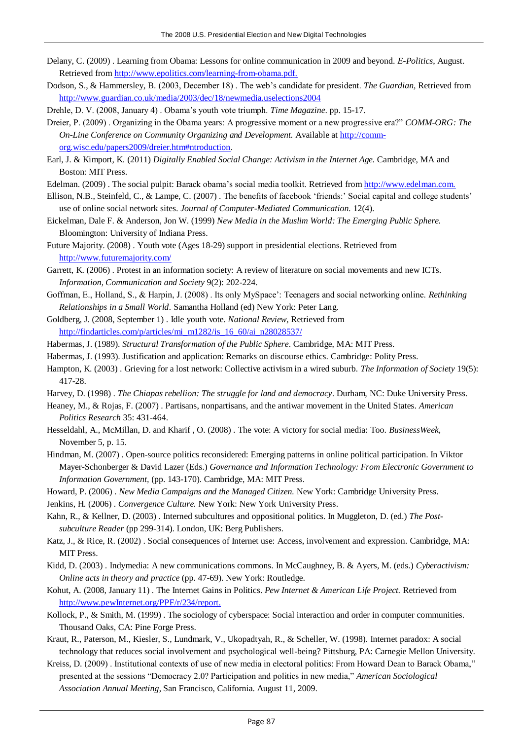Delany, C. (2009) . Learning from Obama: Lessons for online communication in 2009 and beyond. *E-Politics*, August. Retrieved from http://www.epolitics.com/learning-from-obama.pdf.

Dodson, S., & Hammersley, B. (2003, December 18) . The web's candidate for president. *The Guardian*, Retrieved from http://www.guardian.co.uk/media/2003/dec/18/newmedia.uselections2004

Drehle, D. V. (2008, January 4) . Obama's youth vote triumph. *Time Magazine*. pp. 15-17.

Dreier, P. (2009) . Organizing in the Obama years: A progressive moment or a new progressive era?" *COMM-ORG: The On-Line Conference on Community Organizing and Development.* Available at http://comm-org.wisc.edu/papers2009/dreier.htm#ntroduction.

Earl, J. & Kimport, K. (2011) *Digitally Enabled Social Change: Activism in the Internet Age.* Cambridge, MA and Boston: MIT Press.

Edelman. (2009) . The social pulpit: Barack obama's social media toolkit. Retrieved from http://www.edelman.com.

Ellison, N.B., Steinfeld, C., & Lampe, C. (2007) . The benefits of facebook 'friends:' Social capital and college students' use of online social network sites. *Journal of Computer-Mediated Communication.* 12(4).

Eickelman, Dale F. & Anderson, Jon W. (1999) *New Media in the Muslim World: The Emerging Public Sphere.* Bloomington: University of Indiana Press.

Future Majority. (2008) . Youth vote (Ages 18-29) support in presidential elections. Retrieved from http://www.futuremajority.com/

Garrett, K. (2006) . Protest in an information society: A review of literature on social movements and new ICTs. *Information, Communication and Society* 9(2): 202-224.

Goffman, E., Holland, S., & Harpin, J. (2008) . Its only MySpace': Teenagers and social networking online. *Rethinking Relationships in a Small World*. Samantha Holland (ed) New York: Peter Lang.

Goldberg, J. (2008, September 1) . Idle youth vote. *National Review,* Retrieved from http://findarticles.com/p/articles/mi_m1282/is_16_60/ai_n28028537/

Habermas, J. (1989). *Structural Transformation of the Public Sphere*. Cambridge, MA: MIT Press.

Habermas, J. (1993). Justification and application: Remarks on discourse ethics. Cambridge: Polity Press.

Hampton, K. (2003) . Grieving for a lost network: Collective activism in a wired suburb. *The Information of Society* 19(5): 417-28.

Harvey, D. (1998) . *The Chiapas rebellion: The struggle for land and democracy*. Durham, NC: Duke University Press.

Heaney, M., & Rojas, F. (2007) . Partisans, nonpartisans, and the antiwar movement in the United States. *American Politics Research* 35: 431-464.

Hesseldahl, A., McMillan, D. and Kharif , O. (2008) . The vote: A victory for social media: Too. *BusinessWeek,* November 5, p. 15.

Hindman, M. (2007) . Open-source politics reconsidered: Emerging patterns in online political participation. In Viktor Mayer-Schonberger & David Lazer (Eds.) *Governance and Information Technology: From Electronic Government to Information Government*, (pp. 143-170). Cambridge, MA: MIT Press.

Howard, P. (2006) . *New Media Campaigns and the Managed Citizen.* New York: Cambridge University Press.

Jenkins, H. (2006) . *Convergence Culture.* New York: New York University Press.

Kahn, R., & Kellner, D. (2003) . Interned subcultures and oppositional politics. In Muggleton, D. (ed.) *The Post-subculture Reader* (pp 299-314). London, UK: Berg Publishers.

Katz, J., & Rice, R. (2002) . Social consequences of Internet use: Access, involvement and expression. Cambridge, MA: MIT Press.

Kidd, D. (2003) . Indymedia: A new communications commons. In McCaughney, B. & Ayers, M. (eds.) *Cyberactivism: Online acts in theory and practice* (pp. 47-69). New York: Routledge.

Kohut, A. (2008, January 11) . The Internet Gains in Politics. *Pew Internet & American Life Project.* Retrieved from http://www.pewInternet.org/PPF/r/234/report.

Kollock, P., & Smith, M. (1999) . The sociology of cyberspace: Social interaction and order in computer communities. Thousand Oaks, CA: Pine Forge Press.

Kraut, R., Paterson, M., Kiesler, S., Lundmark, V., Ukopadtyah, R., & Scheller, W. (1998). Internet paradox: A social technology that reduces social involvement and psychological well-being? Pittsburg, PA: Carnegie Mellon University.

Kreiss, D. (2009) . Institutional contexts of use of new media in electoral politics: From Howard Dean to Barack Obama," presented at the sessions "Democracy 2.0? Participation and politics in new media," *American Sociological Association Annual Meeting*, San Francisco, California. August 11, 2009.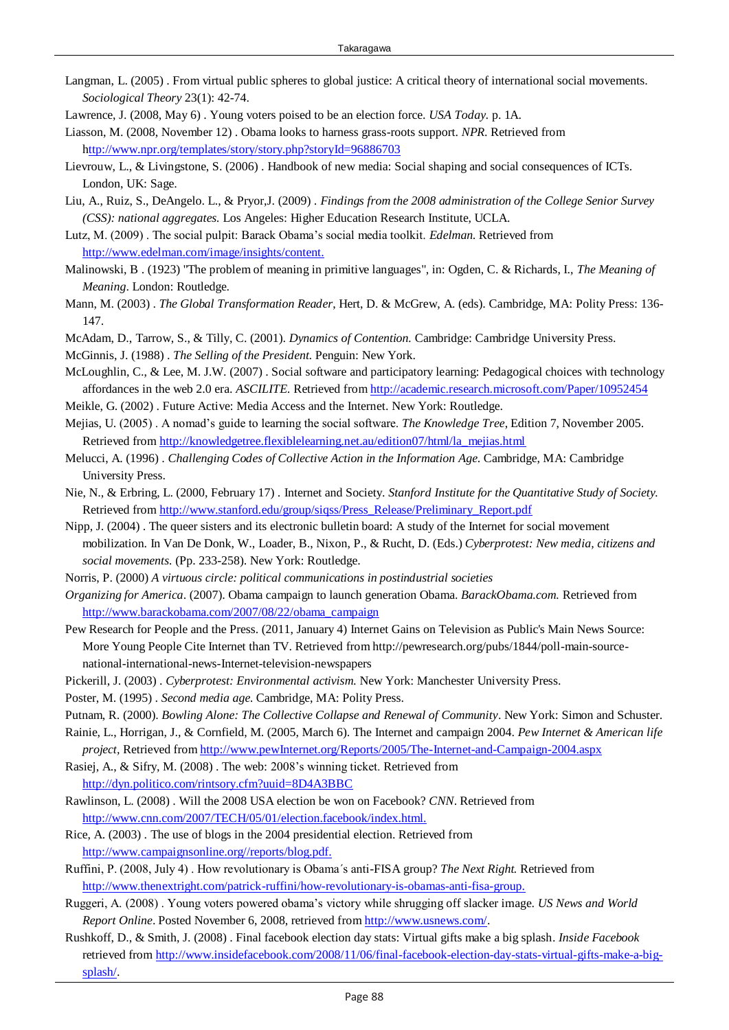Langman, L. (2005) . From virtual public spheres to global justice: A critical theory of international social movements. *Sociological Theory* 23(1): 42-74.

Lawrence, J. (2008, May 6) . Young voters poised to be an election force. *USA Today.* p. 1A.

Liasson, M. (2008, November 12) . Obama looks to harness grass-roots support. *NPR.* Retrieved from http://www.npr.org/templates/story/story.php?storyId=96886703

Lievrouw, L., & Livingstone, S. (2006) . Handbook of new media: Social shaping and social consequences of ICTs. London, UK: Sage.

Liu, A., Ruiz, S., DeAngelo. L., & Pryor,J. (2009) . *Findings from the 2008 administration of the College Senior Survey (CSS): national aggregates.* Los Angeles: Higher Education Research Institute, UCLA.

Lutz, M. (2009) . The social pulpit: Barack Obama's social media toolkit. *Edelman.* Retrieved from http://www.edelman.com/image/insights/content.

Malinowski, B . (1923) "The problem of meaning in primitive languages", in: Ogden, C. & Richards, I., *The Meaning of Meaning*. London: Routledge.

Mann, M. (2003) . *The Global Transformation Reader*, Hert, D. & McGrew, A. (eds). Cambridge, MA: Polity Press: 136-147.

McAdam, D., Tarrow, S., & Tilly, C. (2001). *Dynamics of Contention.* Cambridge: Cambridge University Press.

McGinnis, J. (1988) . *The Selling of the President.* Penguin: New York.

McLoughlin, C., & Lee, M. J.W. (2007) . Social software and participatory learning: Pedagogical choices with technology affordances in the web 2.0 era. *ASCILITE.* Retrieved from http://academic.research.microsoft.com/Paper/10952454

Meikle, G. (2002) . Future Active: Media Access and the Internet. New York: Routledge.

Mejias, U. (2005) . A nomad's guide to learning the social software. *The Knowledge Tree*, Edition 7, November 2005. Retrieved from http://knowledgetree.flexiblelearning.net.au/edition07/html/la_mejias.html

Melucci, A. (1996) . *Challenging Codes of Collective Action in the Information Age.* Cambridge, MA: Cambridge University Press.

Nie, N., & Erbring, L. (2000, February 17) . Internet and Society. *Stanford Institute for the Quantitative Study of Society.* Retrieved from http://www.stanford.edu/group/siqss/Press_Release/Preliminary_Report.pdf

Nipp, J. (2004) . The queer sisters and its electronic bulletin board: A study of the Internet for social movement mobilization. In Van De Donk, W., Loader, B., Nixon, P., & Rucht, D. (Eds.) *Cyberprotest: New media, citizens and social movements.* (Pp. 233-258). New York: Routledge.

Norris, P. (2000) *A virtuous circle: political communications in postindustrial societies*

*Organizing for America*. (2007). Obama campaign to launch generation Obama. *BarackObama.com.* Retrieved from http://www.barackobama.com/2007/08/22/obama_campaign

Pew Research for People and the Press. (2011, January 4) Internet Gains on Television as Public's Main News Source: More Young People Cite Internet than TV. Retrieved from http://pewresearch.org/pubs/1844/poll-main-source-national-international-news-Internet-television-newspapers

Pickerill, J. (2003) . *Cyberprotest: Environmental activism.* New York: Manchester University Press.

Poster, M. (1995) . *Second media age.* Cambridge, MA: Polity Press.

Putnam, R. (2000). *Bowling Alone: The Collective Collapse and Renewal of Community*. New York: Simon and Schuster.

Rainie, L., Horrigan, J., & Cornfield, M. (2005, March 6). The Internet and campaign 2004. *Pew Internet & American life project,* Retrieved from http://www.pewInternet.org/Reports/2005/The-Internet-and-Campaign-2004.aspx

Rasiej, A., & Sifry, M. (2008) . The web: 2008's winning ticket. Retrieved from http://dyn.politico.com/rintsory.cfm?uuid=8D4A3BBC

Rawlinson, L. (2008) . Will the 2008 USA election be won on Facebook? *CNN*. Retrieved from http://www.cnn.com/2007/TECH/05/01/election.facebook/index.html.

Rice, A. (2003) . The use of blogs in the 2004 presidential election. Retrieved from http://www.campaignsonline.org//reports/blog.pdf.

Ruffini, P. (2008, July 4) . How revolutionary is Obama´s anti-FISA group? *The Next Right.* Retrieved from http://www.thenextright.com/patrick-ruffini/how-revolutionary-is-obamas-anti-fisa-group.

Ruggeri, A. (2008) . Young voters powered obama's victory while shrugging off slacker image. *US News and World Report Online*. Posted November 6, 2008, retrieved from http://www.usnews.com/.

Rushkoff, D., & Smith, J. (2008) . Final facebook election day stats: Virtual gifts make a big splash. *Inside Facebook* retrieved from http://www.insidefacebook.com/2008/11/06/final-facebook-election-day-stats-virtual-gifts-make-a-big-splash/.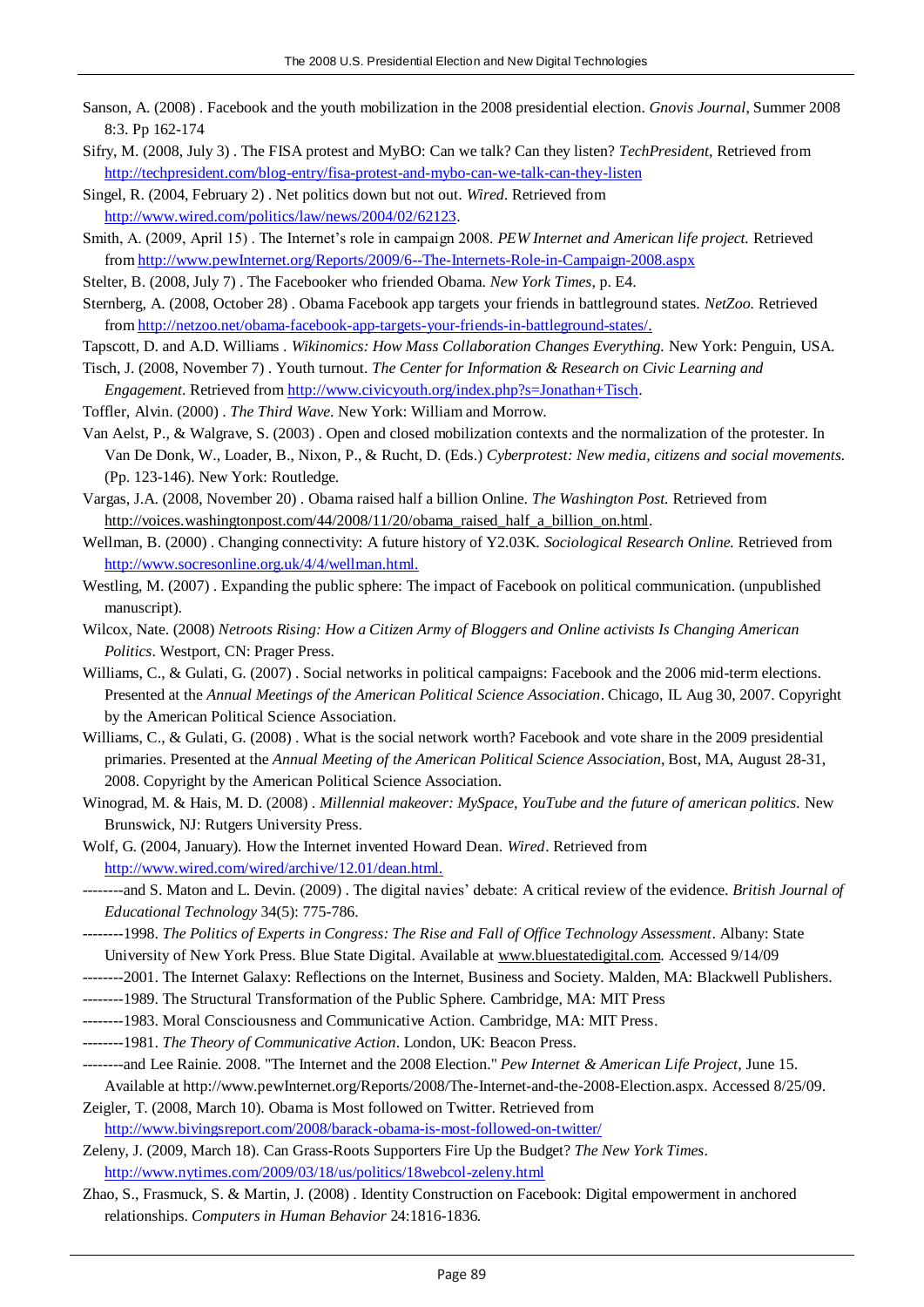Sanson, A. (2008) . Facebook and the youth mobilization in the 2008 presidential election. *Gnovis Journal*, Summer 2008 8:3. Pp 162-174

Sifry, M. (2008, July 3) . The FISA protest and MyBO: Can we talk? Can they listen? *TechPresident*, Retrieved from http://techpresident.com/blog-entry/fisa-protest-and-mybo-can-we-talk-can-they-listen

Singel, R. (2004, February 2) . Net politics down but not out. *Wired*. Retrieved from http://www.wired.com/politics/law/news/2004/02/62123.

Smith, A. (2009, April 15) . The Internet's role in campaign 2008. *PEW Internet and American life project.* Retrieved from http://www.pewInternet.org/Reports/2009/6--The-Internets-Role-in-Campaign-2008.aspx

Stelter, B. (2008, July 7) . The Facebooker who friended Obama. *New York Times*, p. E4.

Sternberg, A. (2008, October 28) . Obama Facebook app targets your friends in battleground states. *NetZoo.* Retrieved from http://netzoo.net/obama-facebook-app-targets-your-friends-in-battleground-states/.

Tapscott, D. and A.D. Williams . *Wikinomics: How Mass Collaboration Changes Everything.* New York: Penguin, USA.

Tisch, J. (2008, November 7) . Youth turnout. *The Center for Information & Research on Civic Learning and Engagement*. Retrieved from http://www.civicyouth.org/index.php?s=Jonathan+Tisch.

Toffler, Alvin. (2000) . *The Third Wave*. New York: William and Morrow.

Van Aelst, P., & Walgrave, S. (2003) . Open and closed mobilization contexts and the normalization of the protester. In Van De Donk, W., Loader, B., Nixon, P., & Rucht, D. (Eds.) *Cyberprotest: New media, citizens and social movements.* (Pp. 123-146). New York: Routledge.

Vargas, J.A. (2008, November 20) . Obama raised half a billion Online. *The Washington Post.* Retrieved from http://voices.washingtonpost.com/44/2008/11/20/obama_raised_half_a_billion_on.html.

Wellman, B. (2000) . Changing connectivity: A future history of Y2.03K. *Sociological Research Online.* Retrieved from http://www.socresonline.org.uk/4/4/wellman.html.

Westling, M. (2007) . Expanding the public sphere: The impact of Facebook on political communication. (unpublished manuscript).

Wilcox, Nate. (2008) *Netroots Rising: How a Citizen Army of Bloggers and Online activists Is Changing American Politics*. Westport, CN: Prager Press.

Williams, C., & Gulati, G. (2007) . Social networks in political campaigns: Facebook and the 2006 mid-term elections. Presented at the *Annual Meetings of the American Political Science Association*. Chicago, IL Aug 30, 2007. Copyright by the American Political Science Association.

Williams, C., & Gulati, G. (2008) . What is the social network worth? Facebook and vote share in the 2009 presidential primaries. Presented at the *Annual Meeting of the American Political Science Association*, Bost, MA, August 28-31, 2008. Copyright by the American Political Science Association.

Winograd, M. & Hais, M. D. (2008) . *Millennial makeover: MySpace, YouTube and the future of american politics.* New Brunswick, NJ: Rutgers University Press.

Wolf, G. (2004, January). How the Internet invented Howard Dean. *Wired*. Retrieved from http://www.wired.com/wired/archive/12.01/dean.html.

--------and S. Maton and L. Devin. (2009) . The digital navies' debate: A critical review of the evidence. *British Journal of Educational Technology* 34(5): 775-786.

--------1998. *The Politics of Experts in Congress: The Rise and Fall of Office Technology Assessment*. Albany: State University of New York Press. Blue State Digital. Available at www.bluestatedigital.com. Accessed 9/14/09

--------2001. The Internet Galaxy: Reflections on the Internet, Business and Society. Malden, MA: Blackwell Publishers.

--------1989. The Structural Transformation of the Public Sphere. Cambridge, MA: MIT Press

--------1983. Moral Consciousness and Communicative Action. Cambridge, MA: MIT Press.

--------1981. *The Theory of Communicative Action*. London, UK: Beacon Press.

--------and Lee Rainie. 2008. "The Internet and the 2008 Election." *Pew Internet & American Life Project*, June 15. Available at http://www.pewInternet.org/Reports/2008/The-Internet-and-the-2008-Election.aspx. Accessed 8/25/09.

Zeigler, T. (2008, March 10). Obama is Most followed on Twitter. Retrieved from http://www.bivingsreport.com/2008/barack-obama-is-most-followed-on-twitter/

Zeleny, J. (2009, March 18). Can Grass-Roots Supporters Fire Up the Budget? *The New York Times*. http://www.nytimes.com/2009/03/18/us/politics/18webcol-zeleny.html

Zhao, S., Frasmuck, S. & Martin, J. (2008) . Identity Construction on Facebook: Digital empowerment in anchored relationships. *Computers in Human Behavior* 24:1816-1836.